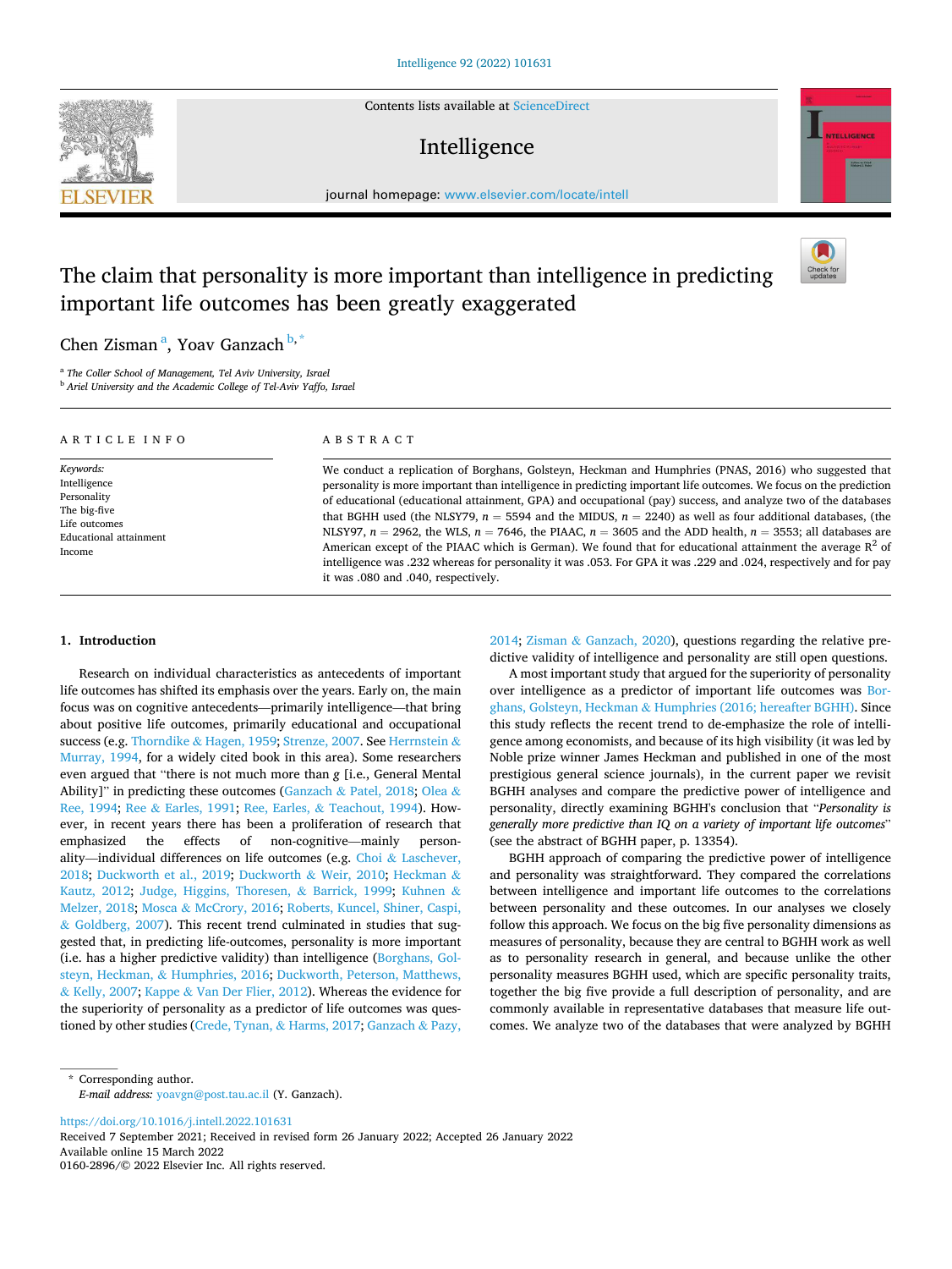# The claim that personality is more important than intelligence in predicting important life outcomes has been greatly exaggerated

Chen Zisman [a], Yoav Ganzach [b,*]

[a] The Coller School of Management, Tel Aviv University, Israel
[b] Ariel University and the Academic College of Tel-Aviv Yaffo, Israel

## ARTICLE INFO

*Keywords:*
Intelligence
Personality
The big-five
Life outcomes
Educational attainment
Income

## ABSTRACT

We conduct a replication of Borghans, Golsteyn, Heckman and Humphries (PNAS, 2016) who suggested that personality is more important than intelligence in predicting important life outcomes. We focus on the prediction of educational (educational attainment, GPA) and occupational (pay) success, and analyze two of the databases that BGHH used (the NLSY79, $n = 5594$ and the MIDUS, $n = 2240$) as well as four additional databases, (the NLSY97, $n = 2962$, the WLS, $n = 7646$, the PIAAC, $n = 3605$ and the ADD health, $n = 3553$; all databases are American except of the PIAAC which is German). We found that for educational attainment the average $R^2$ of intelligence was .232 whereas for personality it was .053. For GPA it was .229 and .024, respectively and for pay it was .080 and .040, respectively.

## 1. Introduction

Research on individual characteristics as antecedents of important life outcomes has shifted its emphasis over the years. Early on, the main focus was on cognitive antecedents—primarily intelligence—that bring about positive life outcomes, primarily educational and occupational success (e.g. Thorndike & Hagen, 1959; Strenze, 2007. See Herrnstein & Murray, 1994, for a widely cited book in this area). Some researchers even argued that "there is not much more than *g* [i.e., General Mental Ability]" in predicting these outcomes (Ganzach & Patel, 2018; Olea & Ree, 1994; Ree & Earles, 1991; Ree, Earles, & Teachout, 1994). However, in recent years there has been a proliferation of research that emphasized the effects of non-cognitive—mainly personality—individual differences on life outcomes (e.g. Choi & Laschever, 2018; Duckworth et al., 2019; Duckworth & Weir, 2010; Heckman & Kautz, 2012; Judge, Higgins, Thoresen, & Barrick, 1999; Kuhnen & Melzer, 2018; Mosca & McCrory, 2016; Roberts, Kuncel, Shiner, Caspi, & Goldberg, 2007). This recent trend culminated in studies that suggested that, in predicting life-outcomes, personality is more important (i.e. has a higher predictive validity) than intelligence (Borghans, Golsteyn, Heckman, & Humphries, 2016; Duckworth, Peterson, Matthews, & Kelly, 2007; Kappe & Van Der Flier, 2012). Whereas the evidence for the superiority of personality as a predictor of life outcomes was questioned by other studies (Crede, Tynan, & Harms, 2017; Ganzach & Pazy, 2014; Zisman & Ganzach, 2020), questions regarding the relative predictive validity of intelligence and personality are still open questions.

A most important study that argued for the superiority of personality over intelligence as a predictor of important life outcomes was Borghans, Golsteyn, Heckman & Humphries (2016; hereafter BGHH). Since this study reflects the recent trend to de-emphasize the role of intelligence among economists, and because of its high visibility (it was led by Noble prize winner James Heckman and published in one of the most prestigious general science journals), in the current paper we revisit BGHH analyses and compare the predictive power of intelligence and personality, directly examining BGHH's conclusion that "*Personality is generally more predictive than IQ on a variety of important life outcomes*" (see the abstract of BGHH paper, p. 13354).

BGHH approach of comparing the predictive power of intelligence and personality was straightforward. They compared the correlations between intelligence and important life outcomes to the correlations between personality and these outcomes. In our analyses we closely follow this approach. We focus on the big five personality dimensions as measures of personality, because they are central to BGHH work as well as to personality research in general, and because unlike the other personality measures BGHH used, which are specific personality traits, together the big five provide a full description of personality, and are commonly available in representative databases that measure life outcomes. We analyze two of the databases that were analyzed by BGHH

---

* Corresponding author.
*E-mail address:* yoavgn@post.tau.ac.il (Y. Ganzach).

https://doi.org/10.1016/j.intell.2022.101631
Received 7 September 2021; Received in revised form 26 January 2022; Accepted 26 January 2022
Available online 15 March 2022
0160-2896/© 2022 Elsevier Inc. All rights reserved.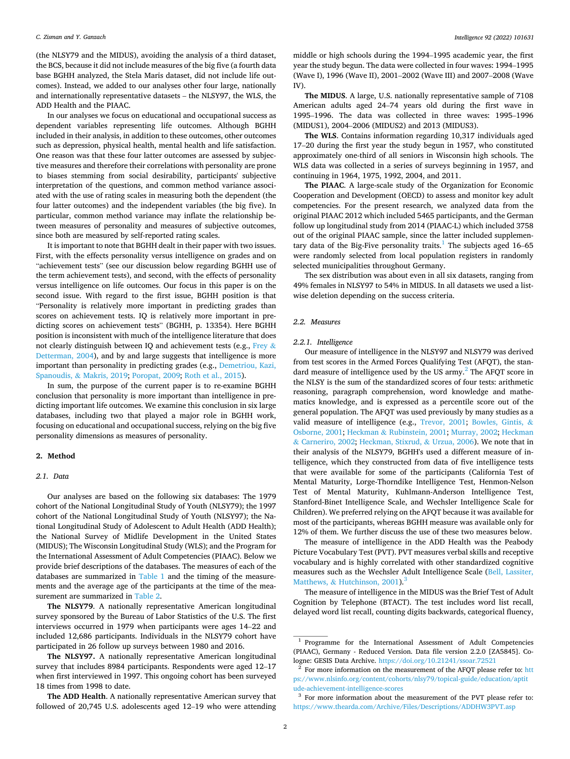(the NLSY79 and the MIDUS), avoiding the analysis of a third dataset, the BCS, because it did not include measures of the big five (a fourth data base BGHH analyzed, the Stela Maris dataset, did not include life outcomes). Instead, we added to our analyses other four large, nationally and internationally representative datasets – the NLSY97, the WLS, the ADD Health and the PIAAC.

In our analyses we focus on educational and occupational success as dependent variables representing life outcomes. Although BGHH included in their analysis, in addition to these outcomes, other outcomes such as depression, physical health, mental health and life satisfaction. One reason was that these four latter outcomes are assessed by subjective measures and therefore their correlations with personality are prone to biases stemming from social desirability, participants' subjective interpretation of the questions, and common method variance associated with the use of rating scales in measuring both the dependent (the four latter outcomes) and the independent variables (the big five). In particular, common method variance may inflate the relationship between measures of personality and measures of subjective outcomes, since both are measured by self-reported rating scales.

It is important to note that BGHH dealt in their paper with two issues. First, with the effects personality versus intelligence on grades and on "achievement tests" (see our discussion below regarding BGHH use of the term achievement tests), and second, with the effects of personality versus intelligence on life outcomes. Our focus in this paper is on the second issue. With regard to the first issue, BGHH position is that "Personality is relatively more important in predicting grades than scores on achievement tests. IQ is relatively more important in predicting scores on achievement tests" (BGHH, p. 13354). Here BGHH position is inconsistent with much of the intelligence literature that does not clearly distinguish between IQ and achievement tests (e.g., Frey & Detterman, 2004), and by and large suggests that intelligence is more important than personality in predicting grades (e.g., Demetriou, Kazi, Spanoudis, & Makris, 2019; Poropat, 2009; Roth et al., 2015).

In sum, the purpose of the current paper is to re-examine BGHH conclusion that personality is more important than intelligence in predicting important life outcomes. We examine this conclusion in six large databases, including two that played a major role in BGHH work, focusing on educational and occupational success, relying on the big five personality dimensions as measures of personality.

## 2. Method

### 2.1. Data

Our analyses are based on the following six databases: The 1979 cohort of the National Longitudinal Study of Youth (NLSY79); the 1997 cohort of the National Longitudinal Study of Youth (NLSY97); the National Longitudinal Study of Adolescent to Adult Health (ADD Health); the National Survey of Midlife Development in the United States (MIDUS); The Wisconsin Longitudinal Study (WLS); and the Program for the International Assessment of Adult Competencies (PIAAC). Below we provide brief descriptions of the databases. The measures of each of the databases are summarized in Table 1 and the timing of the measurements and the average age of the participants at the time of the measurement are summarized in Table 2.

**The NLSY79**. A nationally representative American longitudinal survey sponsored by the Bureau of Labor Statistics of the U.S. The first interviews occurred in 1979 when participants were ages 14–22 and included 12,686 participants. Individuals in the NLSY79 cohort have participated in 26 follow up surveys between 1980 and 2016.

**The NLSY97.** A nationally representative American longitudinal survey that includes 8984 participants. Respondents were aged 12–17 when first interviewed in 1997. This ongoing cohort has been surveyed 18 times from 1998 to date.

**The ADD Health**. A nationally representative American survey that followed of 20,745 U.S. adolescents aged 12–19 who were attending middle or high schools during the 1994–1995 academic year, the first year the study begun. The data were collected in four waves: 1994–1995 (Wave I), 1996 (Wave II), 2001–2002 (Wave III) and 2007–2008 (Wave IV).

**The MIDUS**. A large, U.S. nationally representative sample of 7108 American adults aged 24–74 years old during the first wave in 1995–1996. The data was collected in three waves: 1995–1996 (MIDUS1), 2004–2006 (MIDUS2) and 2013 (MIDUS3).

**The WLS**. Contains information regarding 10,317 individuals aged 17–20 during the first year the study begun in 1957, who constituted approximately one-third of all seniors in Wisconsin high schools. The WLS data was collected in a series of surveys beginning in 1957, and continuing in 1964, 1975, 1992, 2004, and 2011.

**The PIAAC**. A large-scale study of the Organization for Economic Cooperation and Development (OECD) to assess and monitor key adult competencies. For the present research, we analyzed data from the original PIAAC 2012 which included 5465 participants, and the German follow up longitudinal study from 2014 (PIAAC-L) which included 3758 out of the original PIAAC sample, since the latter included supplementary data of the Big-Five personality traits.[1] The subjects aged 16–65 were randomly selected from local population registers in randomly selected municipalities throughout Germany.

The sex distribution was about even in all six datasets, ranging from 49% females in NLSY97 to 54% in MIDUS. In all datasets we used a listwise deletion depending on the success criteria.

### 2.2. Measures

#### 2.2.1. Intelligence

Our measure of intelligence in the NLSY97 and NLSY79 was derived from test scores in the Armed Forces Qualifying Test (AFQT), the standard measure of intelligence used by the US army.[2] The AFQT score in the NLSY is the sum of the standardized scores of four tests: arithmetic reasoning, paragraph comprehension, word knowledge and mathematics knowledge, and is expressed as a percentile score out of the general population. The AFQT was used previously by many studies as a valid measure of intelligence (e.g., Trevor, 2001; Bowles, Gintis, & Osborne, 2001; Heckman & Rubinstein, 2001; Murray, 2002; Heckman & Carneriro, 2002; Heckman, Stixrud, & Urzua, 2006). We noted that in their analysis of the NLSY79, BGHH's used a different measure of intelligence, which they constructed from data of five intelligence tests that were available for some of the participants (California Test of Mental Maturity, Lorge-Thorndike Intelligence Test, Henmon-Nelson Test of Mental Maturity, Kuhlmann-Anderson Intelligence Test, Stanford-Binet Intelligence Scale, and Wechsler Intelligence Scale for Children). We preferred relying on the AFQT because it was available for most of the participants, whereas BGHH measure was available only for 12% of them. We further discuss the use of these two measures below.

The measure of intelligence in the ADD Health was the Peabody Picture Vocabulary Test (PVT). PVT measures verbal skills and receptive vocabulary and is highly correlated with other standardized cognitive measures such as the Wechsler Adult Intelligence Scale (Bell, Lassiter, Matthews, & Hutchinson, 2001).[3]

The measure of intelligence in the MIDUS was the Brief Test of Adult Cognition by Telephone (BTACT). The test includes word list recall, delayed word list recall, counting digits backwards, categorical fluency,

---

[1] Programme for the International Assessment of Adult Competencies (PIAAC), Germany - Reduced Version. Data file version 2.2.0 [ZA5845]. Cologne: GESIS Data Archive. https://doi.org/10.21241/ssoar.72521

[2] For more information on the measurement of the AFQT please refer to: https://www.nlsinfo.org/content/cohorts/nlsy79/topical-guide/education/aptitude-achievement-intelligence-scores

[3] For more information about the measurement of the PVT please refer to: https://www.thearda.com/Archive/Files/Descriptions/ADDHW3PVT.asp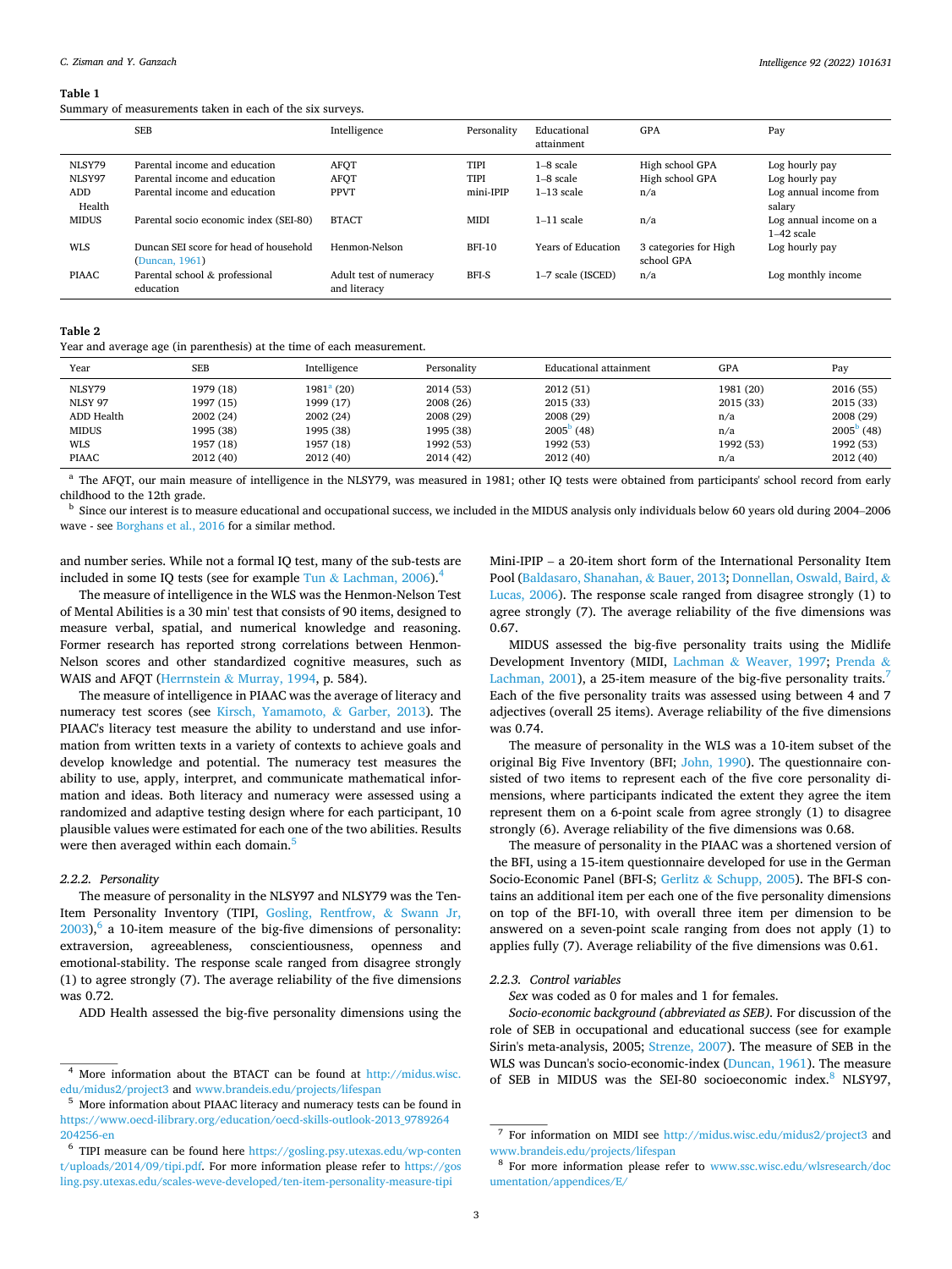**Table 1**
Summary of measurements taken in each of the six surveys.

| | SEB | Intelligence | Personality | Educational attainment | GPA | Pay |
|---|---|---|---|---|---|---|
| NLSY79 | Parental income and education | AFQT | TIPI | 1–8 scale | High school GPA | Log hourly pay |
| NLSY97 | Parental income and education | AFQT | TIPI | 1–8 scale | High school GPA | Log hourly pay |
| ADD Health | Parental income and education | PPVT | mini-IPIP | 1–13 scale | n/a | Log annual income from salary |
| MIDUS | Parental socio economic index (SEI-80) | BTACT | MIDI | 1–11 scale | n/a | Log annual income on a 1–42 scale |
| WLS | Duncan SEI score for head of household (Duncan, 1961) | Henmon-Nelson | BFI-10 | Years of Education | 3 categories for High school GPA | Log hourly pay |
| PIAAC | Parental school & professional education | Adult test of numeracy and literacy | BFI-S | 1–7 scale (ISCED) | n/a | Log monthly income |

**Table 2**
Year and average age (in parenthesis) at the time of each measurement.

| Year | SEB | Intelligence | Personality | Educational attainment | GPA | Pay |
|---|---|---|---|---|---|---|
| NLSY79 | 1979 (18) | 1981[a] (20) | 2014 (53) | 2012 (51) | 1981 (20) | 2016 (55) |
| NLSY 97 | 1997 (15) | 1999 (17) | 2008 (26) | 2015 (33) | 2015 (33) | 2015 (33) |
| ADD Health | 2002 (24) | 2002 (24) | 2008 (29) | 2008 (29) | n/a | 2008 (29) |
| MIDUS | 1995 (38) | 1995 (38) | 1995 (38) | 2005[b] (48) | n/a | 2005[b] (48) |
| WLS | 1957 (18) | 1957 (18) | 1992 (53) | 1992 (53) | 1992 (53) | 1992 (53) |
| PIAAC | 2012 (40) | 2012 (40) | 2014 (42) | 2012 (40) | n/a | 2012 (40) |

[a] The AFQT, our main measure of intelligence in the NLSY79, was measured in 1981; other IQ tests were obtained from participants' school record from early childhood to the 12th grade.

[b] Since our interest is to measure educational and occupational success, we included in the MIDUS analysis only individuals below 60 years old during 2004–2006 wave - see Borghans et al., 2016 for a similar method.

and number series. While not a formal IQ test, many of the sub-tests are included in some IQ tests (see for example Tun & Lachman, 2006).[4]

The measure of intelligence in the WLS was the Henmon-Nelson Test of Mental Abilities is a 30 min' test that consists of 90 items, designed to measure verbal, spatial, and numerical knowledge and reasoning. Former research has reported strong correlations between Henmon-Nelson scores and other standardized cognitive measures, such as WAIS and AFQT (Herrnstein & Murray, 1994, p. 584).

The measure of intelligence in PIAAC was the average of literacy and numeracy test scores (see Kirsch, Yamamoto, & Garber, 2013). The PIAAC's literacy test measure the ability to understand and use information from written texts in a variety of contexts to achieve goals and develop knowledge and potential. The numeracy test measures the ability to use, apply, interpret, and communicate mathematical information and ideas. Both literacy and numeracy were assessed using a randomized and adaptive testing design where for each participant, 10 plausible values were estimated for each one of the two abilities. Results were then averaged within each domain.[5]

### 2.2.2. Personality

The measure of personality in the NLSY97 and NLSY79 was the Ten-Item Personality Inventory (TIPI, Gosling, Rentfrow, & Swann Jr, 2003),[6] a 10-item measure of the big-five dimensions of personality: extraversion, agreeableness, conscientiousness, openness and emotional-stability. The response scale ranged from disagree strongly (1) to agree strongly (7). The average reliability of the five dimensions was 0.72.

ADD Health assessed the big-five personality dimensions using the Mini-IPIP – a 20-item short form of the International Personality Item Pool (Baldasaro, Shanahan, & Bauer, 2013; Donnellan, Oswald, Baird, & Lucas, 2006). The response scale ranged from disagree strongly (1) to agree strongly (7). The average reliability of the five dimensions was 0.67.

MIDUS assessed the big-five personality traits using the Midlife Development Inventory (MIDI, Lachman & Weaver, 1997; Prenda & Lachman, 2001), a 25-item measure of the big-five personality traits.[7] Each of the five personality traits was assessed using between 4 and 7 adjectives (overall 25 items). Average reliability of the five dimensions was 0.74.

The measure of personality in the WLS was a 10-item subset of the original Big Five Inventory (BFI; John, 1990). The questionnaire consisted of two items to represent each of the five core personality dimensions, where participants indicated the extent they agree the item represent them on a 6-point scale from agree strongly (1) to disagree strongly (6). Average reliability of the five dimensions was 0.68.

The measure of personality in the PIAAC was a shortened version of the BFI, using a 15-item questionnaire developed for use in the German Socio-Economic Panel (BFI-S; Gerlitz & Schupp, 2005). The BFI-S contains an additional item per each one of the five personality dimensions on top of the BFI-10, with overall three item per dimension to be answered on a seven-point scale ranging from does not apply (1) to applies fully (7). Average reliability of the five dimensions was 0.61.

### 2.2.3. Control variables

*Sex* was coded as 0 for males and 1 for females.

*Socio-economic background (abbreviated as SEB)*. For discussion of the role of SEB in occupational and educational success (see for example Sirin's meta-analysis, 2005; Strenze, 2007). The measure of SEB in the WLS was Duncan's socio-economic-index (Duncan, 1961). The measure of SEB in MIDUS was the SEI-80 socioeconomic index.[8] NLSY97,

---

[4] More information about the BTACT can be found at http://midus.wisc.edu/midus2/project3 and www.brandeis.edu/projects/lifespan

[5] More information about PIAAC literacy and numeracy tests can be found in https://www.oecd-ilibrary.org/education/oecd-skills-outlook-2013_9789264204256-en

[6] TIPI measure can be found here https://gosling.psy.utexas.edu/wp-content/uploads/2014/09/tipi.pdf. For more information please refer to https://gosling.psy.utexas.edu/scales-weve-developed/ten-item-personality-measure-tipi

[7] For information on MIDI see http://midus.wisc.edu/midus2/project3 and www.brandeis.edu/projects/lifespan

[8] For more information please refer to www.ssc.wisc.edu/wlsresearch/documentation/appendices/E/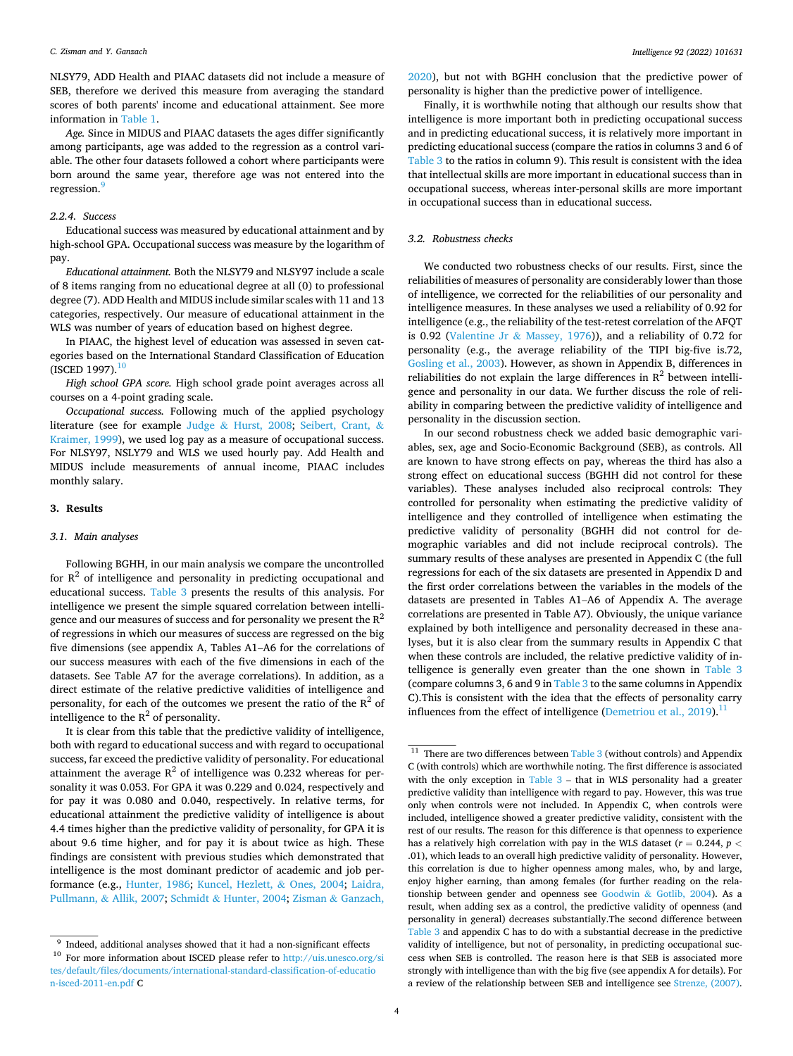NLSY79, ADD Health and PIAAC datasets did not include a measure of SEB, therefore we derived this measure from averaging the standard scores of both parents' income and educational attainment. See more information in Table 1.

*Age.* Since in MIDUS and PIAAC datasets the ages differ significantly among participants, age was added to the regression as a control variable. The other four datasets followed a cohort where participants were born around the same year, therefore age was not entered into the regression.[9]

### 2.2.4. Success

Educational success was measured by educational attainment and by high-school GPA. Occupational success was measure by the logarithm of pay.

*Educational attainment.* Both the NLSY79 and NLSY97 include a scale of 8 items ranging from no educational degree at all (0) to professional degree (7). ADD Health and MIDUS include similar scales with 11 and 13 categories, respectively. Our measure of educational attainment in the WLS was number of years of education based on highest degree.

In PIAAC, the highest level of education was assessed in seven categories based on the International Standard Classification of Education (ISCED 1997).[10]

*High school GPA score.* High school grade point averages across all courses on a 4-point grading scale.

*Occupational success.* Following much of the applied psychology literature (see for example Judge & Hurst, 2008; Seibert, Crant, & Kraimer, 1999), we used log pay as a measure of occupational success. For NLSY97, NSLY79 and WLS we used hourly pay. Add Health and MIDUS include measurements of annual income, PIAAC includes monthly salary.

## 3. Results

### 3.1. Main analyses

Following BGHH, in our main analysis we compare the uncontrolled for $R^2$ of intelligence and personality in predicting occupational and educational success. Table 3 presents the results of this analysis. For intelligence we present the simple squared correlation between intelligence and our measures of success and for personality we present the $R^2$ of regressions in which our measures of success are regressed on the big five dimensions (see appendix A, Tables A1–A6 for the correlations of our success measures with each of the five dimensions in each of the datasets. See Table A7 for the average correlations). In addition, as a direct estimate of the relative predictive validities of intelligence and personality, for each of the outcomes we present the ratio of the $R^2$ of intelligence to the $R^2$ of personality.

It is clear from this table that the predictive validity of intelligence, both with regard to educational success and with regard to occupational success, far exceed the predictive validity of personality. For educational attainment the average $R^2$ of intelligence was 0.232 whereas for personality it was 0.053. For GPA it was 0.229 and 0.024, respectively and for pay it was 0.080 and 0.040, respectively. In relative terms, for educational attainment the predictive validity of intelligence is about 4.4 times higher than the predictive validity of personality, for GPA it is about 9.6 time higher, and for pay it is about twice as high. These findings are consistent with previous studies which demonstrated that intelligence is the most dominant predictor of academic and job performance (e.g., Hunter, 1986; Kuncel, Hezlett, & Ones, 2004; Laidra, Pullmann, & Allik, 2007; Schmidt & Hunter, 2004; Zisman & Ganzach, 2020), but not with BGHH conclusion that the predictive power of personality is higher than the predictive power of intelligence.

Finally, it is worthwhile noting that although our results show that intelligence is more important both in predicting occupational success and in predicting educational success, it is relatively more important in predicting educational success (compare the ratios in columns 3 and 6 of Table 3 to the ratios in column 9). This result is consistent with the idea that intellectual skills are more important in educational success than in occupational success, whereas inter-personal skills are more important in occupational success than in educational success.

### 3.2. Robustness checks

We conducted two robustness checks of our results. First, since the reliabilities of measures of personality are considerably lower than those of intelligence, we corrected for the reliabilities of our personality and intelligence measures. In these analyses we used a reliability of 0.92 for intelligence (e.g., the reliability of the test-retest correlation of the AFQT is 0.92 (Valentine Jr & Massey, 1976)), and a reliability of 0.72 for personality (e.g., the average reliability of the TIPI big-five is.72, Gosling et al., 2003). However, as shown in Appendix B, differences in reliabilities do not explain the large differences in $R^2$ between intelligence and personality in our data. We further discuss the role of reliability in comparing between the predictive validity of intelligence and personality in the discussion section.

In our second robustness check we added basic demographic variables, sex, age and Socio-Economic Background (SEB), as controls. All are known to have strong effects on pay, whereas the third has also a strong effect on educational success (BGHH did not control for these variables). These analyses included also reciprocal controls: They controlled for personality when estimating the predictive validity of intelligence and they controlled of intelligence when estimating the predictive validity of personality (BGHH did not control for demographic variables and did not include reciprocal controls). The summary results of these analyses are presented in Appendix C (the full regressions for each of the six datasets are presented in Appendix D and the first order correlations between the variables in the models of the datasets are presented in Tables A1–A6 of Appendix A. The average correlations are presented in Table A7). Obviously, the unique variance explained by both intelligence and personality decreased in these analyses, but it is also clear from the summary results in Appendix C that when these controls are included, the relative predictive validity of intelligence is generally even greater than the one shown in Table 3 (compare columns 3, 6 and 9 in Table 3 to the same columns in Appendix C).This is consistent with the idea that the effects of personality carry influences from the effect of intelligence (Demetriou et al., 2019).[11]

---

[9] Indeed, additional analyses showed that it had a non-significant effects

[10] For more information about ISCED please refer to http://uis.unesco.org/sites/default/files/documents/international-standard-classification-of-education-isced-2011-en.pdf C

[11] There are two differences between Table 3 (without controls) and Appendix C (with controls) which are worthwhile noting. The first difference is associated with the only exception in Table 3 – that in WLS personality had a greater predictive validity than intelligence with regard to pay. However, this was true only when controls were not included. In Appendix C, when controls were included, intelligence showed a greater predictive validity, consistent with the rest of our results. The reason for this difference is that openness to experience has a relatively high correlation with pay in the WLS dataset ($r = 0.244$, $p < .01$), which leads to an overall high predictive validity of personality. However, this correlation is due to higher openness among males, who, by and large, enjoy higher earning, than among females (for further reading on the relationship between gender and openness see Goodwin & Gotlib, 2004). As a result, when adding sex as a control, the predictive validity of openness (and personality in general) decreases substantially.The second difference between Table 3 and appendix C has to do with a substantial decrease in the predictive validity of intelligence, but not of personality, in predicting occupational success when SEB is controlled. The reason here is that SEB is associated more strongly with intelligence than with the big five (see appendix A for details). For a review of the relationship between SEB and intelligence see Strenze, (2007).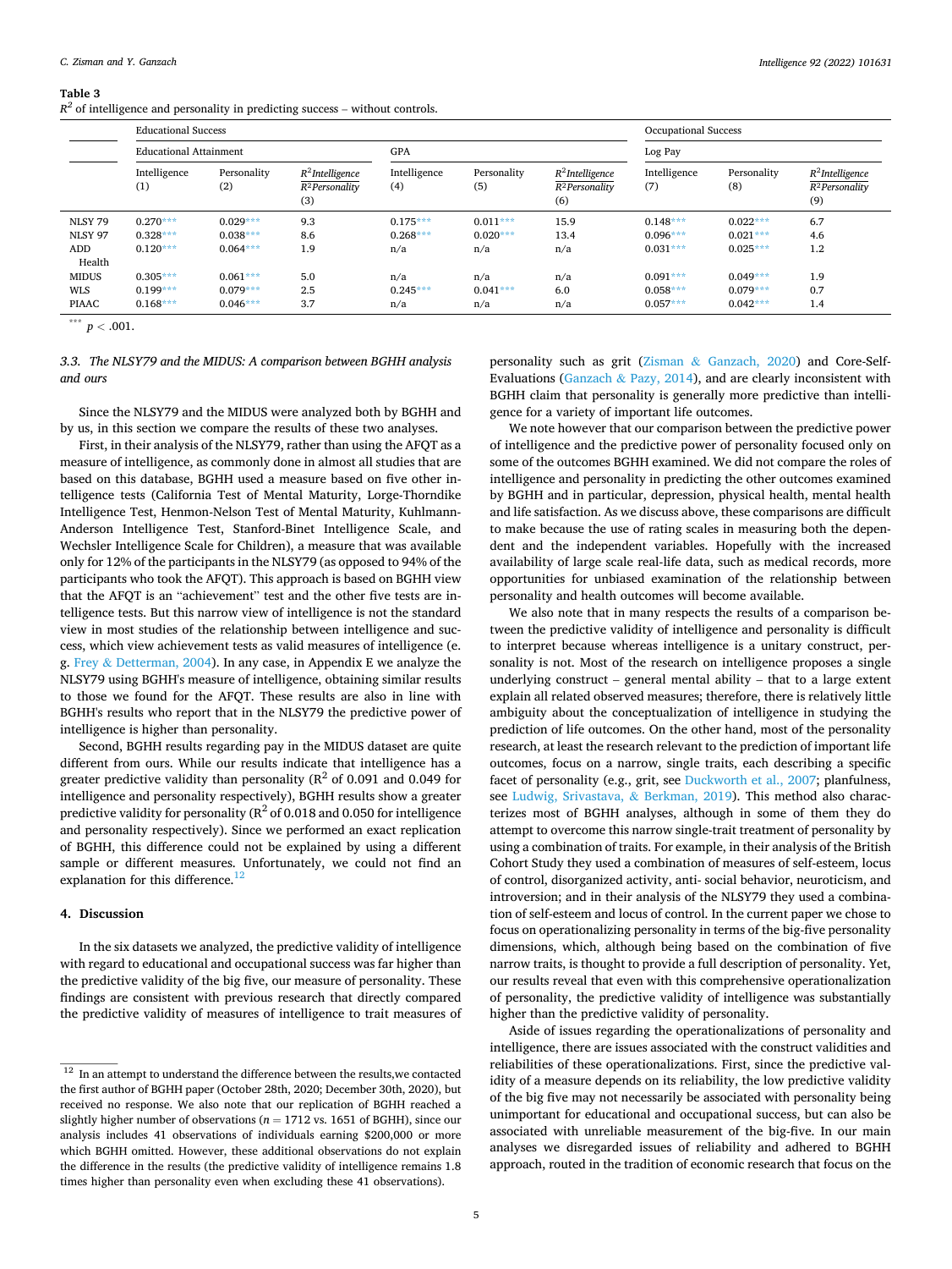**Table 3**
$R^2$ of intelligence and personality in predicting success – without controls.

| | Educational Success | | | | | | Occupational Success | | |
|---|---|---|---|---|---|---|---|---|---|
| | Educational Attainment | | | GPA | | | Log Pay | | |
| | Intelligence (1) | Personality (2) | $R^2$Intelligence / $R^2$Personality (3) | Intelligence (4) | Personality (5) | $R^2$Intelligence / $R^2$Personality (6) | Intelligence (7) | Personality (8) | $R^2$Intelligence / $R^2$Personality (9) |
| NLSY 79 | 0.270*** | 0.029*** | 9.3 | 0.175*** | 0.011*** | 15.9 | 0.148*** | 0.022*** | 6.7 |
| NLSY 97 | 0.328*** | 0.038*** | 8.6 | 0.268*** | 0.020*** | 13.4 | 0.096*** | 0.021*** | 4.6 |
| ADD Health | 0.120*** | 0.064*** | 1.9 | n/a | n/a | n/a | 0.031*** | 0.025*** | 1.2 |
| MIDUS | 0.305*** | 0.061*** | 5.0 | n/a | n/a | n/a | 0.091*** | 0.049*** | 1.9 |
| WLS | 0.199*** | 0.079*** | 2.5 | 0.245*** | 0.041*** | 6.0 | 0.058*** | 0.079*** | 0.7 |
| PIAAC | 0.168*** | 0.046*** | 3.7 | n/a | n/a | n/a | 0.057*** | 0.042*** | 1.4 |

*** $p < .001$.

### 3.3. The NLSY79 and the MIDUS: A comparison between BGHH analysis and ours

Since the NLSY79 and the MIDUS were analyzed both by BGHH and by us, in this section we compare the results of these two analyses.

First, in their analysis of the NLSY79, rather than using the AFQT as a measure of intelligence, as commonly done in almost all studies that are based on this database, BGHH used a measure based on five other intelligence tests (California Test of Mental Maturity, Lorge-Thorndike Intelligence Test, Henmon-Nelson Test of Mental Maturity, Kuhlmann-Anderson Intelligence Test, Stanford-Binet Intelligence Scale, and Wechsler Intelligence Scale for Children), a measure that was available only for 12% of the participants in the NLSY79 (as opposed to 94% of the participants who took the AFQT). This approach is based on BGHH view that the AFQT is an "achievement" test and the other five tests are intelligence tests. But this narrow view of intelligence is not the standard view in most studies of the relationship between intelligence and success, which view achievement tests as valid measures of intelligence (e.g. Frey & Detterman, 2004). In any case, in Appendix E we analyze the NLSY79 using BGHH's measure of intelligence, obtaining similar results to those we found for the AFQT. These results are also in line with BGHH's results who report that in the NLSY79 the predictive power of intelligence is higher than personality.

Second, BGHH results regarding pay in the MIDUS dataset are quite different from ours. While our results indicate that intelligence has a greater predictive validity than personality ($R^2$ of 0.091 and 0.049 for intelligence and personality respectively), BGHH results show a greater predictive validity for personality ($R^2$ of 0.018 and 0.050 for intelligence and personality respectively). Since we performed an exact replication of BGHH, this difference could not be explained by using a different sample or different measures. Unfortunately, we could not find an explanation for this difference.[12]

## 4. Discussion

In the six datasets we analyzed, the predictive validity of intelligence with regard to educational and occupational success was far higher than the predictive validity of the big five, our measure of personality. These findings are consistent with previous research that directly compared the predictive validity of measures of intelligence to trait measures of personality such as grit (Zisman & Ganzach, 2020) and Core-Self-Evaluations (Ganzach & Pazy, 2014), and are clearly inconsistent with BGHH claim that personality is generally more predictive than intelligence for a variety of important life outcomes.

We note however that our comparison between the predictive power of intelligence and the predictive power of personality focused only on some of the outcomes BGHH examined. We did not compare the roles of intelligence and personality in predicting the other outcomes examined by BGHH and in particular, depression, physical health, mental health and life satisfaction. As we discuss above, these comparisons are difficult to make because the use of rating scales in measuring both the dependent and the independent variables. Hopefully with the increased availability of large scale real-life data, such as medical records, more opportunities for unbiased examination of the relationship between personality and health outcomes will become available.

We also note that in many respects the results of a comparison between the predictive validity of intelligence and personality is difficult to interpret because whereas intelligence is a unitary construct, personality is not. Most of the research on intelligence proposes a single underlying construct – general mental ability – that to a large extent explain all related observed measures; therefore, there is relatively little ambiguity about the conceptualization of intelligence in studying the prediction of life outcomes. On the other hand, most of the personality research, at least the research relevant to the prediction of important life outcomes, focus on a narrow, single traits, each describing a specific facet of personality (e.g., grit, see Duckworth et al., 2007; planfulness, see Ludwig, Srivastava, & Berkman, 2019). This method also characterizes most of BGHH analyses, although in some of them they do attempt to overcome this narrow single-trait treatment of personality by using a combination of traits. For example, in their analysis of the British Cohort Study they used a combination of measures of self-esteem, locus of control, disorganized activity, anti- social behavior, neuroticism, and introversion; and in their analysis of the NLSY79 they used a combination of self-esteem and locus of control. In the current paper we chose to focus on operationalizing personality in terms of the big-five personality dimensions, which, although being based on the combination of five narrow traits, is thought to provide a full description of personality. Yet, our results reveal that even with this comprehensive operationalization of personality, the predictive validity of intelligence was substantially higher than the predictive validity of personality.

Aside of issues regarding the operationalizations of personality and intelligence, there are issues associated with the construct validities and reliabilities of these operationalizations. First, since the predictive validity of a measure depends on its reliability, the low predictive validity of the big five may not necessarily be associated with personality being unimportant for educational and occupational success, but can also be associated with unreliable measurement of the big-five. In our main analyses we disregarded issues of reliability and adhered to BGHH approach, routed in the tradition of economic research that focus on the

[12] In an attempt to understand the difference between the results,we contacted the first author of BGHH paper (October 28th, 2020; December 30th, 2020), but received no response. We also note that our replication of BGHH reached a slightly higher number of observations ($n = 1712$ vs. 1651 of BGHH), since our analysis includes 41 observations of individuals earning $200,000 or more which BGHH omitted. However, these additional observations do not explain the difference in the results (the predictive validity of intelligence remains 1.8 times higher than personality even when excluding these 41 observations).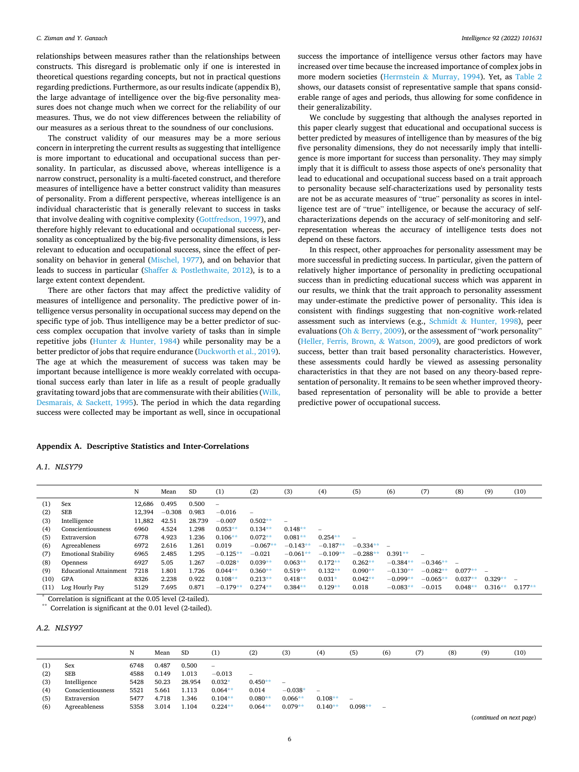relationships between measures rather than the relationships between constructs. This disregard is problematic only if one is interested in theoretical questions regarding concepts, but not in practical questions regarding predictions. Furthermore, as our results indicate (appendix B), the large advantage of intelligence over the big-five personality measures does not change much when we correct for the reliability of our measures. Thus, we do not view differences between the reliability of our measures as a serious threat to the soundness of our conclusions.

The construct validity of our measures may be a more serious concern in interpreting the current results as suggesting that intelligence is more important to educational and occupational success than personality. In particular, as discussed above, whereas intelligence is a narrow construct, personality is a multi-faceted construct, and therefore measures of intelligence have a better construct validity than measures of personality. From a different perspective, whereas intelligence is an individual characteristic that is generally relevant to success in tasks that involve dealing with cognitive complexity (Gottfredson, 1997), and therefore highly relevant to educational and occupational success, personality as conceptualized by the big-five personality dimensions, is less relevant to education and occupational success, since the effect of personality on behavior in general (Mischel, 1977), and on behavior that leads to success in particular (Shaffer & Postlethwaite, 2012), is to a large extent context dependent.

There are other factors that may affect the predictive validity of measures of intelligence and personality. The predictive power of intelligence versus personality in occupational success may depend on the specific type of job. Thus intelligence may be a better predictor of success complex occupation that involve variety of tasks than in simple repetitive jobs (Hunter & Hunter, 1984) while personality may be a better predictor of jobs that require endurance (Duckworth et al., 2019). The age at which the measurement of success was taken may be important because intelligence is more weakly correlated with occupational success early than later in life as a result of people gradually gravitating toward jobs that are commensurate with their abilities (Wilk, Desmarais, & Sackett, 1995). The period in which the data regarding success were collected may be important as well, since in occupational success the importance of intelligence versus other factors may have increased over time because the increased importance of complex jobs in more modern societies (Herrnstein & Murray, 1994). Yet, as Table 2 shows, our datasets consist of representative sample that spans considerable range of ages and periods, thus allowing for some confidence in their generalizability.

We conclude by suggesting that although the analyses reported in this paper clearly suggest that educational and occupational success is better predicted by measures of intelligence than by measures of the big five personality dimensions, they do not necessarily imply that intelligence is more important for success than personality. They may simply imply that it is difficult to assess those aspects of one's personality that lead to educational and occupational success based on a trait approach to personality because self-characterizations used by personality tests are not be as accurate measures of "true" personality as scores in intelligence test are of "true" intelligence, or because the accuracy of self-characterizations depends on the accuracy of self-monitoring and self-representation whereas the accuracy of intelligence tests does not depend on these factors.

In this respect, other approaches for personality assessment may be more successful in predicting success. In particular, given the pattern of relatively higher importance of personality in predicting occupational success than in predicting educational success which was apparent in our results, we think that the trait approach to personality assessment may under-estimate the predictive power of personality. This idea is consistent with findings suggesting that non-cognitive work-related assessment such as interviews (e.g., Schmidt & Hunter, 1998), peer evaluations (Oh & Berry, 2009), or the assessment of "work personality" (Heller, Ferris, Brown, & Watson, 2009), are good predictors of work success, better than trait based personality characteristics. However, these assessments could hardly be viewed as assessing personality characteristics in that they are not based on any theory-based representation of personality. It remains to be seen whether improved theory-based representation of personality will be able to provide a better predictive power of occupational success.

## Appendix A. Descriptive Statistics and Inter-Correlations

### A.1. NLSY79

| | | N | Mean | SD | (1) | (2) | (3) | (4) | (5) | (6) | (7) | (8) | (9) | (10) |
|---|---|---|---|---|---|---|---|---|---|---|---|---|---|---|
| (1) | Sex | 12,686 | 0.495 | 0.500 | – | | | | | | | | | |
| (2) | SEB | 12,394 | −0.308 | 0.983 | −0.016 | – | | | | | | | | |
| (3) | Intelligence | 11,882 | 42.51 | 28.739 | −0.007 | 0.502** | – | | | | | | | |
| (4) | Conscientiousness | 6960 | 4.524 | 1.298 | 0.053** | 0.134** | 0.148** | – | | | | | | |
| (5) | Extraversion | 6778 | 4.923 | 1.236 | 0.106** | 0.072** | 0.081** | 0.254** | – | | | | | |
| (6) | Agreeableness | 6972 | 2.616 | 1.261 | 0.019 | −0.067** | −0.143** | −0.187** | −0.334** | – | | | | |
| (7) | Emotional Stability | 6965 | 2.485 | 1.295 | −0.125** | −0.021 | −0.061** | −0.109** | −0.288** | 0.391** | – | | | |
| (8) | Openness | 6927 | 5.05 | 1.267 | −0.028* | 0.039** | 0.063** | 0.172** | 0.262** | −0.384** | −0.346** | – | | |
| (9) | Educational Attainment | 7218 | 1.801 | 1.726 | 0.044** | 0.360** | 0.519** | 0.132** | 0.090** | −0.130** | −0.082** | 0.077** | – | |
| (10) | GPA | 8326 | 2.238 | 0.922 | 0.108** | 0.213** | 0.418** | 0.031* | 0.042** | −0.099** | −0.065** | 0.037** | 0.329** | – |
| (11) | Log Hourly Pay | 5129 | 7.695 | 0.871 | −0.179** | 0.274** | 0.384** | 0.129** | 0.018 | −0.083** | −0.015 | 0.048** | 0.316** | 0.177** |

\* Correlation is significant at the 0.05 level (2-tailed).

\*\* Correlation is significant at the 0.01 level (2-tailed).

### A.2. NLSY97

| | | N | Mean | SD | (1) | (2) | (3) | (4) | (5) | (6) | (7) | (8) | (9) | (10) |
|---|---|---|---|---|---|---|---|---|---|---|---|---|---|---|
| (1) | Sex | 6748 | 0.487 | 0.500 | – | | | | | | | | | |
| (2) | SEB | 4588 | 0.149 | 1.013 | −0.013 | – | | | | | | | | |
| (3) | Intelligence | 5428 | 50.23 | 28.954 | 0.032* | 0.450** | – | | | | | | | |
| (4) | Conscientiousness | 5521 | 5.661 | 1.113 | 0.064** | 0.014 | −0.038* | – | | | | | | |
| (5) | Extraversion | 5477 | 4.718 | 1.346 | 0.104** | 0.080** | 0.066** | 0.108** | – | | | | | |
| (6) | Agreeableness | 5358 | 3.014 | 1.104 | 0.224** | 0.064** | 0.079** | 0.140** | 0.098** | – | | | | |

(*continued on next page*)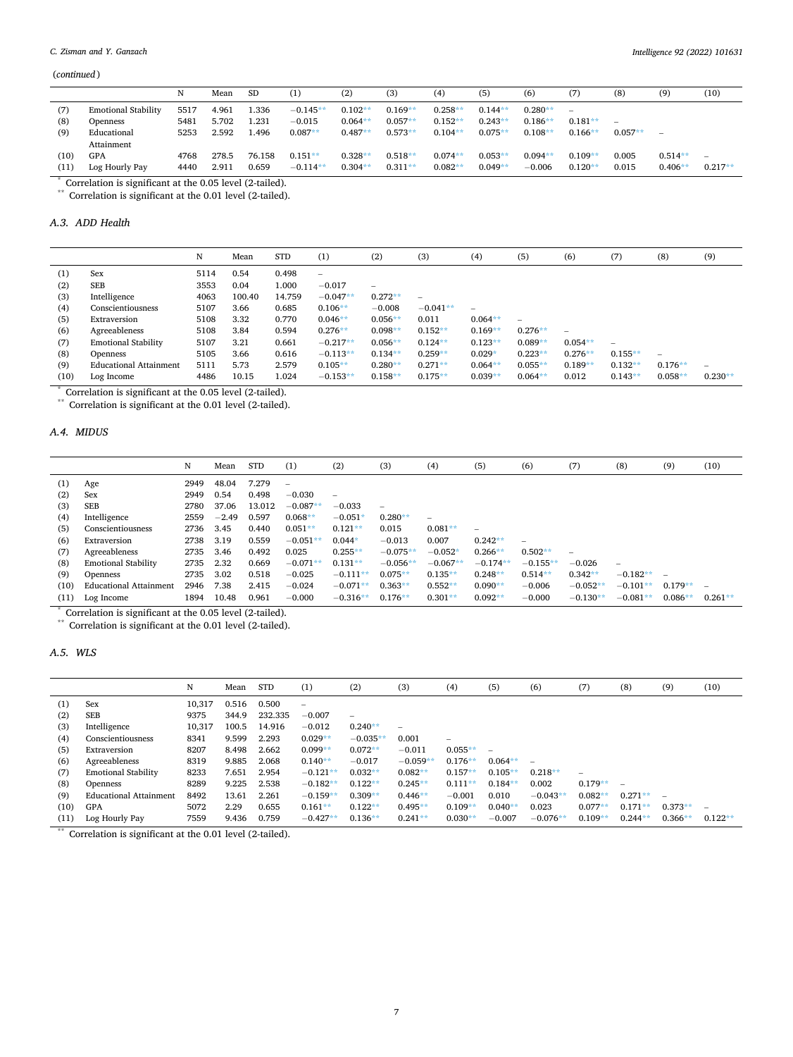(*continued*)

| | | N | Mean | SD | (1) | (2) | (3) | (4) | (5) | (6) | (7) | (8) | (9) | (10) |
|---|---|---|---|---|---|---|---|---|---|---|---|---|---|---|
| (7) | Emotional Stability | 5517 | 4.961 | 1.336 | −0.145** | 0.102** | 0.169** | 0.258** | 0.144** | 0.280** | – | | | |
| (8) | Openness | 5481 | 5.702 | 1.231 | −0.015 | 0.064** | 0.057** | 0.152** | 0.243** | 0.186** | 0.181** | – | | |
| (9) | Educational Attainment | 5253 | 2.592 | 1.496 | 0.087** | 0.487** | 0.573** | 0.104** | 0.075** | 0.108** | 0.166** | 0.057** | – | |
| (10) | GPA | 4768 | 278.5 | 76.158 | 0.151** | 0.328** | 0.518** | 0.074** | 0.053** | 0.094** | 0.109** | 0.005 | 0.514** | – |
| (11) | Log Hourly Pay | 4440 | 2.911 | 0.659 | −0.114** | 0.304** | 0.311** | 0.082** | 0.049** | −0.006 | 0.120** | 0.015 | 0.406** | 0.217** |

\* Correlation is significant at the 0.05 level (2-tailed).
\** Correlation is significant at the 0.01 level (2-tailed).

### A.3. ADD Health

| | | N | Mean | STD | (1) | (2) | (3) | (4) | (5) | (6) | (7) | (8) | (9) |
|---|---|---|---|---|---|---|---|---|---|---|---|---|---|
| (1) | Sex | 5114 | 0.54 | 0.498 | – | | | | | | | | |
| (2) | SEB | 3553 | 0.04 | 1.000 | −0.017 | – | | | | | | | |
| (3) | Intelligence | 4063 | 100.40 | 14.759 | −0.047** | 0.272** | – | | | | | | |
| (4) | Conscientiousness | 5107 | 3.66 | 0.685 | 0.106** | −0.008 | −0.041** | – | | | | | |
| (5) | Extraversion | 5108 | 3.32 | 0.770 | 0.046** | 0.056** | 0.011 | 0.064** | – | | | | |
| (6) | Agreeableness | 5108 | 3.84 | 0.594 | 0.276** | 0.098** | 0.152** | 0.169** | 0.276** | – | | | |
| (7) | Emotional Stability | 5107 | 3.21 | 0.661 | −0.217** | 0.056** | 0.124** | 0.123** | 0.089** | 0.054** | – | | |
| (8) | Openness | 5105 | 3.66 | 0.616 | −0.113** | 0.134** | 0.259** | 0.029* | 0.223** | 0.276** | 0.155** | – | |
| (9) | Educational Attainment | 5111 | 5.73 | 2.579 | 0.105** | 0.280** | 0.271** | 0.064** | 0.055** | 0.189** | 0.132** | 0.176** | – |
| (10) | Log Income | 4486 | 10.15 | 1.024 | −0.153** | 0.158** | 0.175** | 0.039** | 0.064** | 0.012 | 0.143** | 0.058** | 0.230** |

\* Correlation is significant at the 0.05 level (2-tailed).
\** Correlation is significant at the 0.01 level (2-tailed).

### A.4. MIDUS

| | | N | Mean | STD | (1) | (2) | (3) | (4) | (5) | (6) | (7) | (8) | (9) | (10) |
|---|---|---|---|---|---|---|---|---|---|---|---|---|---|---|
| (1) | Age | 2949 | 48.04 | 7.279 | – | | | | | | | | | |
| (2) | Sex | 2949 | 0.54 | 0.498 | −0.030 | – | | | | | | | | |
| (3) | SEB | 2780 | 37.06 | 13.012 | −0.087** | −0.033 | – | | | | | | | |
| (4) | Intelligence | 2559 | −2.49 | 0.597 | 0.068** | −0.051* | 0.280** | – | | | | | | |
| (5) | Conscientiousness | 2736 | 3.45 | 0.440 | 0.051** | 0.121** | 0.015 | 0.081** | – | | | | | |
| (6) | Extraversion | 2738 | 3.19 | 0.559 | −0.051** | 0.044* | −0.013 | 0.007 | 0.242** | – | | | | |
| (7) | Agreeableness | 2735 | 3.46 | 0.492 | 0.025 | 0.255** | −0.075** | −0.052* | 0.266** | 0.502** | – | | | |
| (8) | Emotional Stability | 2735 | 2.32 | 0.669 | −0.071** | 0.131** | −0.056** | −0.067** | −0.174** | −0.155** | −0.026 | – | | |
| (9) | Openness | 2735 | 3.02 | 0.518 | −0.025 | −0.111** | 0.075** | 0.135** | 0.248** | 0.514** | 0.342** | −0.182** | – | |
| (10) | Educational Attainment | 2946 | 7.38 | 2.415 | −0.024 | −0.071** | 0.363** | 0.552** | 0.090** | −0.006 | −0.052** | −0.101** | 0.179** | – |
| (11) | Log Income | 1894 | 10.48 | 0.961 | −0.000 | −0.316** | 0.176** | 0.301** | 0.092** | −0.000 | −0.130** | −0.081** | 0.086** | 0.261** |

\* Correlation is significant at the 0.05 level (2-tailed).
\** Correlation is significant at the 0.01 level (2-tailed).

### A.5. WLS

| | | N | Mean | STD | (1) | (2) | (3) | (4) | (5) | (6) | (7) | (8) | (9) | (10) |
|---|---|---|---|---|---|---|---|---|---|---|---|---|---|---|
| (1) | Sex | 10,317 | 0.516 | 0.500 | – | | | | | | | | | |
| (2) | SEB | 9375 | 344.9 | 232.335 | −0.007 | – | | | | | | | | |
| (3) | Intelligence | 10,317 | 100.5 | 14.916 | −0.012 | 0.240** | – | | | | | | | |
| (4) | Conscientiousness | 8341 | 9.599 | 2.293 | 0.029** | −0.035** | 0.001 | – | | | | | | |
| (5) | Extraversion | 8207 | 8.498 | 2.662 | 0.099** | 0.072** | −0.011 | 0.055** | – | | | | | |
| (6) | Agreeableness | 8319 | 9.885 | 2.068 | 0.140** | −0.017 | −0.059** | 0.176** | 0.064** | – | | | | |
| (7) | Emotional Stability | 8233 | 7.651 | 2.954 | −0.121** | 0.032** | 0.082** | 0.157** | 0.105** | 0.218** | – | | | |
| (8) | Openness | 8289 | 9.225 | 2.538 | −0.182** | 0.122** | 0.245** | 0.111** | 0.184** | 0.002 | 0.179** | – | | |
| (9) | Educational Attainment | 8492 | 13.61 | 2.261 | −0.159** | 0.309** | 0.446** | −0.001 | 0.010 | −0.043** | 0.082** | 0.271** | – | |
| (10) | GPA | 5072 | 2.29 | 0.655 | 0.161** | 0.122** | 0.495** | 0.109** | 0.040** | 0.023 | 0.077** | 0.171** | 0.373** | – |
| (11) | Log Hourly Pay | 7559 | 9.436 | 0.759 | −0.427** | 0.136** | 0.241** | 0.030** | −0.007 | −0.076** | 0.109** | 0.244** | 0.366** | 0.122** |

\** Correlation is significant at the 0.01 level (2-tailed).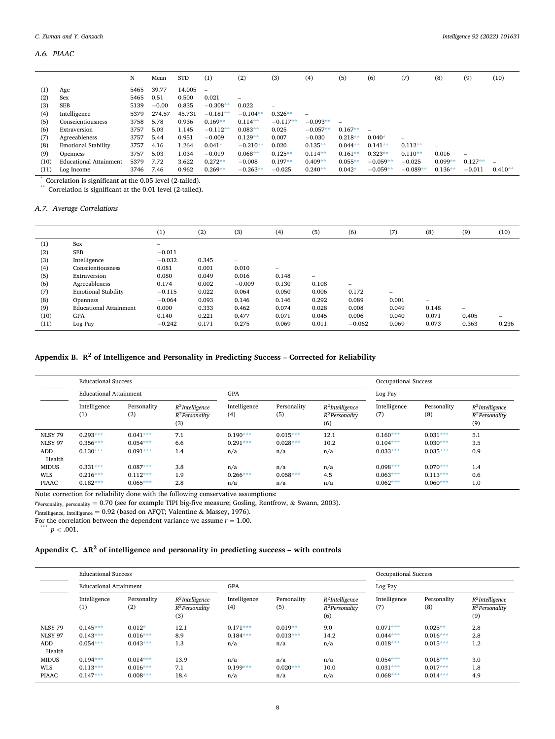### A.6. PIAAC

| | | N | Mean | STD | (1) | (2) | (3) | (4) | (5) | (6) | (7) | (8) | (9) | (10) |
|---|---|---|---|---|---|---|---|---|---|---|---|---|---|---|
| (1) | Age | 5465 | 39.77 | 14.005 | – | | | | | | | | | |
| (2) | Sex | 5465 | 0.51 | 0.500 | 0.021 | – | | | | | | | | |
| (3) | SEB | 5139 | −0.00 | 0.835 | −0.308** | 0.022 | – | | | | | | | |
| (4) | Intelligence | 5379 | 274.57 | 45.731 | −0.181** | −0.104** | 0.326** | – | | | | | | |
| (5) | Conscientiousness | 3758 | 5.78 | 0.936 | 0.169** | 0.114** | −0.117** | −0.093** | – | | | | | |
| (6) | Extraversion | 3757 | 5.03 | 1.145 | −0.112** | 0.083** | 0.025 | −0.057** | 0.167** | – | | | | |
| (7) | Agreeableness | 3757 | 5.44 | 0.951 | −0.009 | 0.129** | 0.007 | −0.030 | 0.218** | 0.040* | – | | | |
| (8) | Emotional Stability | 3757 | 4.16 | 1.264 | 0.041* | −0.210** | 0.020 | 0.135** | 0.044** | 0.141** | 0.112** | – | | |
| (9) | Openness | 3757 | 5.03 | 1.034 | −0.019 | 0.068** | 0.125** | 0.114** | 0.161** | 0.323** | 0.110** | 0.016 | – | |
| (10) | Educational Attainment | 5379 | 7.72 | 3.622 | 0.272** | −0.008 | 0.197** | 0.409** | 0.055** | −0.059** | −0.025 | 0.099** | 0.127** | – |
| (11) | Log Income | 3746 | 7.46 | 0.962 | 0.269** | −0.263** | −0.025 | 0.240** | 0.042* | −0.059** | −0.089** | 0.136** | −0.011 | 0.410** |

\* Correlation is significant at the 0.05 level (2-tailed).
\*\* Correlation is significant at the 0.01 level (2-tailed).

### A.7. Average Correlations

| | | (1) | (2) | (3) | (4) | (5) | (6) | (7) | (8) | (9) | (10) |
|---|---|---|---|---|---|---|---|---|---|---|---|
| (1) | Sex | – | | | | | | | | | |
| (2) | SEB | −0.011 | – | | | | | | | | |
| (3) | Intelligence | −0.032 | 0.345 | – | | | | | | | |
| (4) | Conscientiousness | 0.081 | 0.001 | 0.010 | – | | | | | | |
| (5) | Extraversion | 0.080 | 0.049 | 0.016 | 0.148 | – | | | | | |
| (6) | Agreeableness | 0.174 | 0.002 | −0.009 | 0.130 | 0.108 | – | | | | |
| (7) | Emotional Stability | −0.115 | 0.022 | 0.064 | 0.050 | 0.006 | 0.172 | – | | | |
| (8) | Openness | −0.064 | 0.093 | 0.146 | 0.146 | 0.292 | 0.089 | 0.001 | – | | |
| (9) | Educational Attainment | 0.000 | 0.333 | 0.462 | 0.074 | 0.028 | 0.008 | 0.049 | 0.148 | – | |
| (10) | GPA | 0.140 | 0.221 | 0.477 | 0.071 | 0.045 | 0.006 | 0.040 | 0.071 | 0.405 | – |
| (11) | Log Pay | −0.242 | 0.171 | 0.275 | 0.069 | 0.011 | −0.062 | 0.069 | 0.073 | 0.363 | 0.236 |

## Appendix B. $R^2$ of Intelligence and Personality in Predicting Success – Corrected for Reliability

| | Educational Success | | | | | | Occupational Success | | |
|---|---|---|---|---|---|---|---|---|---|
| | Educational Attainment | | | GPA | | | Log Pay | | |
| | Intelligence (1) | Personality (2) | $\frac{R^2 Intelligence}{R^2 Personality}$ (3) | Intelligence (4) | Personality (5) | $\frac{R^2 Intelligence}{R^2 Personality}$ (6) | Intelligence (7) | Personality (8) | $\frac{R^2 Intelligence}{R^2 Personality}$ (9) |
| NLSY 79 | 0.293*** | 0.041*** | 7.1 | 0.190*** | 0.015*** | 12.1 | 0.160*** | 0.031*** | 5.1 |
| NLSY 97 | 0.356*** | 0.054*** | 6.6 | 0.291*** | 0.028*** | 10.2 | 0.104*** | 0.030*** | 3.5 |
| ADD Health | 0.130*** | 0.091*** | 1.4 | n/a | n/a | n/a | 0.033*** | 0.035*** | 0.9 |
| MIDUS | 0.331*** | 0.087*** | 3.8 | n/a | n/a | n/a | 0.098*** | 0.070*** | 1.4 |
| WLS | 0.216*** | 0.112*** | 1.9 | 0.266*** | 0.058*** | 4.5 | 0.063*** | 0.113*** | 0.6 |
| PIAAC | 0.182*** | 0.065*** | 2.8 | n/a | n/a | n/a | 0.062*** | 0.060*** | 1.0 |

Note: correction for reliability done with the following conservative assumptions:
$r_{Personality,\ personality} = 0.70$ (see for example TIPI big-five measure; Gosling, Rentfrow, & Swann, 2003).
$r_{Intelligence,\ Intelligence} = 0.92$ (based on AFQT; Valentine & Massey, 1976).
For the correlation between the dependent variance we assume $r = 1.00$.
\*\*\* $p < .001$.

## Appendix C. $\Delta R^2$ of intelligence and personality in predicting success – with controls

| | Educational Success | | | | | | Occupational Success | | |
|---|---|---|---|---|---|---|---|---|---|
| | Educational Attainment | | | GPA | | | Log Pay | | |
| | Intelligence (1) | Personality (2) | $\frac{R^2 Intelligence}{R^2 Personality}$ (3) | Intelligence (4) | Personality (5) | $\frac{R^2 Intelligence}{R^2 Personality}$ (6) | Intelligence (7) | Personality (8) | $\frac{R^2 Intelligence}{R^2 Personality}$ (9) |
| NLSY 79 | 0.145*** | 0.012* | 12.1 | 0.171*** | 0.019** | 9.0 | 0.071*** | 0.025** | 2.8 |
| NLSY 97 | 0.143*** | 0.016*** | 8.9 | 0.184*** | 0.013*** | 14.2 | 0.044*** | 0.016*** | 2.8 |
| ADD Health | 0.054*** | 0.043*** | 1.3 | n/a | n/a | n/a | 0.018*** | 0.015*** | 1.2 |
| MIDUS | 0.194*** | 0.014*** | 13.9 | n/a | n/a | n/a | 0.054*** | 0.018*** | 3.0 |
| WLS | 0.113*** | 0.016*** | 7.1 | 0.199*** | 0.020*** | 10.0 | 0.031*** | 0.017*** | 1.8 |
| PIAAC | 0.147*** | 0.008*** | 18.4 | n/a | n/a | n/a | 0.068*** | 0.014*** | 4.9 |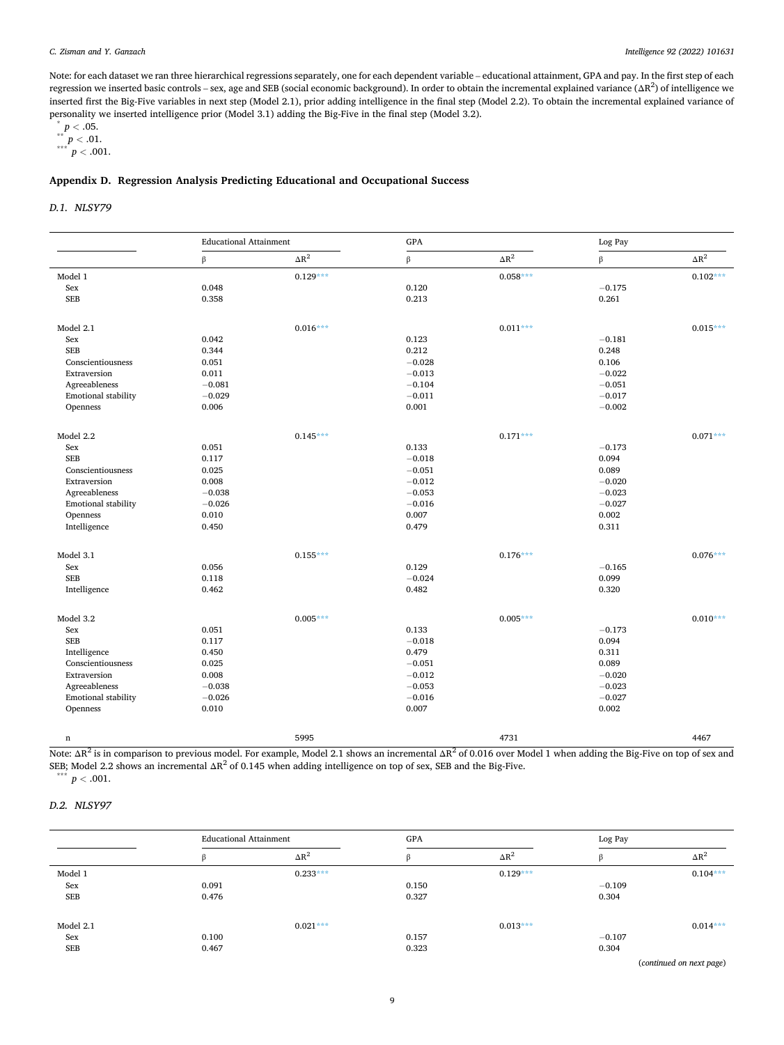Note: for each dataset we ran three hierarchical regressions separately, one for each dependent variable – educational attainment, GPA and pay. In the first step of each regression we inserted basic controls – sex, age and SEB (social economic background). In order to obtain the incremental explained variance ($\Delta R^2$) of intelligence we inserted first the Big-Five variables in next step (Model 2.1), prior adding intelligence in the final step (Model 2.2). To obtain the incremental explained variance of personality we inserted intelligence prior (Model 3.1) adding the Big-Five in the final step (Model 3.2).

\* $p < .05$.
\*\* $p < .01$.
\*\*\* $p < .001$.

## Appendix D. Regression Analysis Predicting Educational and Occupational Success

### D.1. NLSY79

| | Educational Attainment | | GPA | | Log Pay | |
|---|---|---|---|---|---|---|
| | β | $\Delta R^2$ | β | $\Delta R^2$ | β | $\Delta R^2$ |
| Model 1 | | 0.129*** | | 0.058*** | | 0.102*** |
| Sex | 0.048 | | 0.120 | | −0.175 | |
| SEB | 0.358 | | 0.213 | | 0.261 | |
| Model 2.1 | | 0.016*** | | 0.011*** | | 0.015*** |
| Sex | 0.042 | | 0.123 | | −0.181 | |
| SEB | 0.344 | | 0.212 | | 0.248 | |
| Conscientiousness | 0.051 | | −0.028 | | 0.106 | |
| Extraversion | 0.011 | | −0.013 | | −0.022 | |
| Agreeableness | −0.081 | | −0.104 | | −0.051 | |
| Emotional stability | −0.029 | | −0.011 | | −0.017 | |
| Openness | 0.006 | | 0.001 | | −0.002 | |
| Model 2.2 | | 0.145*** | | 0.171*** | | 0.071*** |
| Sex | 0.051 | | 0.133 | | −0.173 | |
| SEB | 0.117 | | −0.018 | | 0.094 | |
| Conscientiousness | 0.025 | | −0.051 | | 0.089 | |
| Extraversion | 0.008 | | −0.012 | | −0.020 | |
| Agreeableness | −0.038 | | −0.053 | | −0.023 | |
| Emotional stability | −0.026 | | −0.016 | | −0.027 | |
| Openness | 0.010 | | 0.007 | | 0.002 | |
| Intelligence | 0.450 | | 0.479 | | 0.311 | |
| Model 3.1 | | 0.155*** | | 0.176*** | | 0.076*** |
| Sex | 0.056 | | 0.129 | | −0.165 | |
| SEB | 0.118 | | −0.024 | | 0.099 | |
| Intelligence | 0.462 | | 0.482 | | 0.320 | |
| Model 3.2 | | 0.005*** | | 0.005*** | | 0.010*** |
| Sex | 0.051 | | 0.133 | | −0.173 | |
| SEB | 0.117 | | −0.018 | | 0.094 | |
| Intelligence | 0.450 | | 0.479 | | 0.311 | |
| Conscientiousness | 0.025 | | −0.051 | | 0.089 | |
| Extraversion | 0.008 | | −0.012 | | −0.020 | |
| Agreeableness | −0.038 | | −0.053 | | −0.023 | |
| Emotional stability | −0.026 | | −0.016 | | −0.027 | |
| Openness | 0.010 | | 0.007 | | 0.002 | |
| n | | 5995 | | 4731 | | 4467 |

Note: $\Delta R^2$ is in comparison to previous model. For example, Model 2.1 shows an incremental $\Delta R^2$ of 0.016 over Model 1 when adding the Big-Five on top of sex and SEB; Model 2.2 shows an incremental $\Delta R^2$ of 0.145 when adding intelligence on top of sex, SEB and the Big-Five.
\*\*\* $p < .001$.

### D.2. NLSY97

| | Educational Attainment | | GPA | | Log Pay | |
|---|---|---|---|---|---|---|
| | β | $\Delta R^2$ | β | $\Delta R^2$ | β | $\Delta R^2$ |
| Model 1 | | 0.233*** | | 0.129*** | | 0.104*** |
| Sex | 0.091 | | 0.150 | | −0.109 | |
| SEB | 0.476 | | 0.327 | | 0.304 | |
| Model 2.1 | | 0.021*** | | 0.013*** | | 0.014*** |
| Sex | 0.100 | | 0.157 | | −0.107 | |
| SEB | 0.467 | | 0.323 | | 0.304 | |

(*continued on next page*)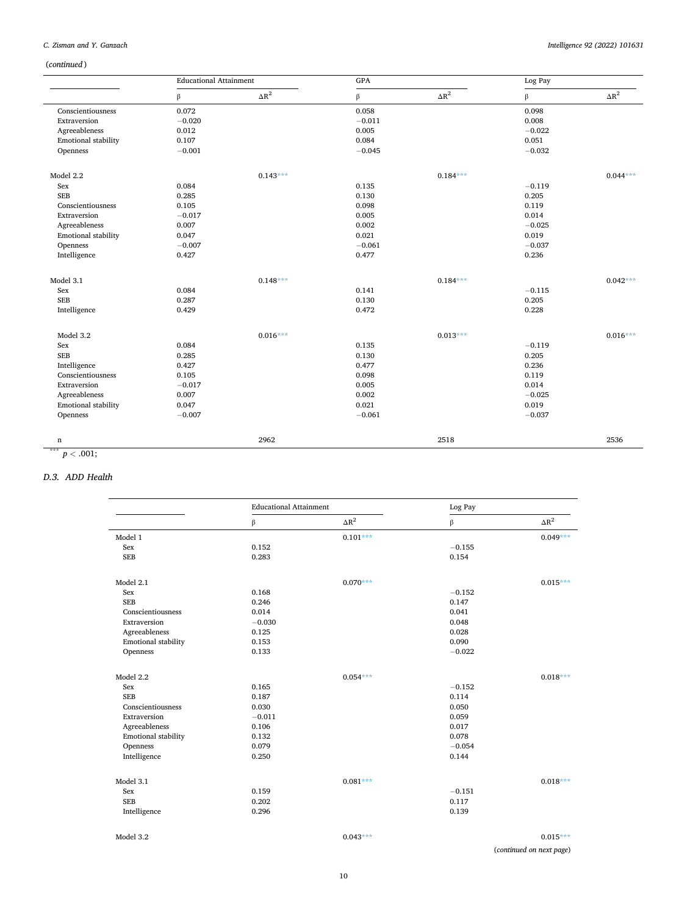(*continued*)

| | Educational Attainment | | GPA | | Log Pay | |
|---|---|---|---|---|---|---|
| | β | $\Delta R^2$ | β | $\Delta R^2$ | β | $\Delta R^2$ |
| Conscientiousness | 0.072 | | 0.058 | | 0.098 | |
| Extraversion | −0.020 | | −0.011 | | 0.008 | |
| Agreeableness | 0.012 | | 0.005 | | −0.022 | |
| Emotional stability | 0.107 | | 0.084 | | 0.051 | |
| Openness | −0.001 | | −0.045 | | −0.032 | |
| Model 2.2 | | 0.143*** | | 0.184*** | | 0.044*** |
| Sex | 0.084 | | 0.135 | | −0.119 | |
| SEB | 0.285 | | 0.130 | | 0.205 | |
| Conscientiousness | 0.105 | | 0.098 | | 0.119 | |
| Extraversion | −0.017 | | 0.005 | | 0.014 | |
| Agreeableness | 0.007 | | 0.002 | | −0.025 | |
| Emotional stability | 0.047 | | 0.021 | | 0.019 | |
| Openness | −0.007 | | −0.061 | | −0.037 | |
| Intelligence | 0.427 | | 0.477 | | 0.236 | |
| Model 3.1 | | 0.148*** | | 0.184*** | | 0.042*** |
| Sex | 0.084 | | 0.141 | | −0.115 | |
| SEB | 0.287 | | 0.130 | | 0.205 | |
| Intelligence | 0.429 | | 0.472 | | 0.228 | |
| Model 3.2 | | 0.016*** | | 0.013*** | | 0.016*** |
| Sex | 0.084 | | 0.135 | | −0.119 | |
| SEB | 0.285 | | 0.130 | | 0.205 | |
| Intelligence | 0.427 | | 0.477 | | 0.236 | |
| Conscientiousness | 0.105 | | 0.098 | | 0.119 | |
| Extraversion | −0.017 | | 0.005 | | 0.014 | |
| Agreeableness | 0.007 | | 0.002 | | −0.025 | |
| Emotional stability | 0.047 | | 0.021 | | 0.019 | |
| Openness | −0.007 | | −0.061 | | −0.037 | |
| n | | 2962 | | 2518 | | 2536 |

*** $p < .001$;

### D.3. ADD Health

| | Educational Attainment | | Log Pay | |
|---|---|---|---|---|
| | β | $\Delta R^2$ | β | $\Delta R^2$ |
| Model 1 | | 0.101*** | | 0.049*** |
| Sex | 0.152 | | −0.155 | |
| SEB | 0.283 | | 0.154 | |
| Model 2.1 | | 0.070*** | | 0.015*** |
| Sex | 0.168 | | −0.152 | |
| SEB | 0.246 | | 0.147 | |
| Conscientiousness | 0.014 | | 0.041 | |
| Extraversion | −0.030 | | 0.048 | |
| Agreeableness | 0.125 | | 0.028 | |
| Emotional stability | 0.153 | | 0.090 | |
| Openness | 0.133 | | −0.022 | |
| Model 2.2 | | 0.054*** | | 0.018*** |
| Sex | 0.165 | | −0.152 | |
| SEB | 0.187 | | 0.114 | |
| Conscientiousness | 0.030 | | 0.050 | |
| Extraversion | −0.011 | | 0.059 | |
| Agreeableness | 0.106 | | 0.017 | |
| Emotional stability | 0.132 | | 0.078 | |
| Openness | 0.079 | | −0.054 | |
| Intelligence | 0.250 | | 0.144 | |
| Model 3.1 | | 0.081*** | | 0.018*** |
| Sex | 0.159 | | −0.151 | |
| SEB | 0.202 | | 0.117 | |
| Intelligence | 0.296 | | 0.139 | |
| Model 3.2 | | 0.043*** | | 0.015*** |

(*continued on next page*)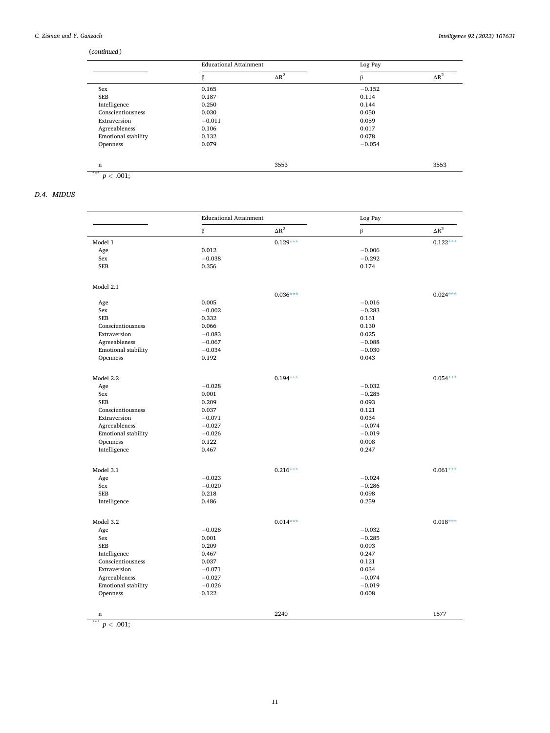(*continued*)

| | Educational Attainment | | Log Pay | |
|---|---|---|---|---|
| | β | $\Delta R^2$ | β | $\Delta R^2$ |
| Sex | 0.165 | | −0.152 | |
| SEB | 0.187 | | 0.114 | |
| Intelligence | 0.250 | | 0.144 | |
| Conscientiousness | 0.030 | | 0.050 | |
| Extraversion | −0.011 | | 0.059 | |
| Agreeableness | 0.106 | | 0.017 | |
| Emotional stability | 0.132 | | 0.078 | |
| Openness | 0.079 | | −0.054 | |
| n | | 3553 | | 3553 |

*** $p < .001$;

### D.4. MIDUS

| | Educational Attainment | | Log Pay | |
|---|---|---|---|---|
| | β | $\Delta R^2$ | β | $\Delta R^2$ |
| Model 1 | | 0.129*** | | 0.122*** |
| Age | 0.012 | | −0.006 | |
| Sex | −0.038 | | −0.292 | |
| SEB | 0.356 | | 0.174 | |
| Model 2.1 | | 0.036*** | | 0.024*** |
| Age | 0.005 | | −0.016 | |
| Sex | −0.002 | | −0.283 | |
| SEB | 0.332 | | 0.161 | |
| Conscientiousness | 0.066 | | 0.130 | |
| Extraversion | −0.083 | | 0.025 | |
| Agreeableness | −0.067 | | −0.088 | |
| Emotional stability | −0.034 | | −0.030 | |
| Openness | 0.192 | | 0.043 | |
| Model 2.2 | | 0.194*** | | 0.054*** |
| Age | −0.028 | | −0.032 | |
| Sex | 0.001 | | −0.285 | |
| SEB | 0.209 | | 0.093 | |
| Conscientiousness | 0.037 | | 0.121 | |
| Extraversion | −0.071 | | 0.034 | |
| Agreeableness | −0.027 | | −0.074 | |
| Emotional stability | −0.026 | | −0.019 | |
| Openness | 0.122 | | 0.008 | |
| Intelligence | 0.467 | | 0.247 | |
| Model 3.1 | | 0.216*** | | 0.061*** |
| Age | −0.023 | | −0.024 | |
| Sex | −0.020 | | −0.286 | |
| SEB | 0.218 | | 0.098 | |
| Intelligence | 0.486 | | 0.259 | |
| Model 3.2 | | 0.014*** | | 0.018*** |
| Age | −0.028 | | −0.032 | |
| Sex | 0.001 | | −0.285 | |
| SEB | 0.209 | | 0.093 | |
| Intelligence | 0.467 | | 0.247 | |
| Conscientiousness | 0.037 | | 0.121 | |
| Extraversion | −0.071 | | 0.034 | |
| Agreeableness | −0.027 | | −0.074 | |
| Emotional stability | −0.026 | | −0.019 | |
| Openness | 0.122 | | 0.008 | |
| n | | 2240 | | 1577 |

*** $p < .001$;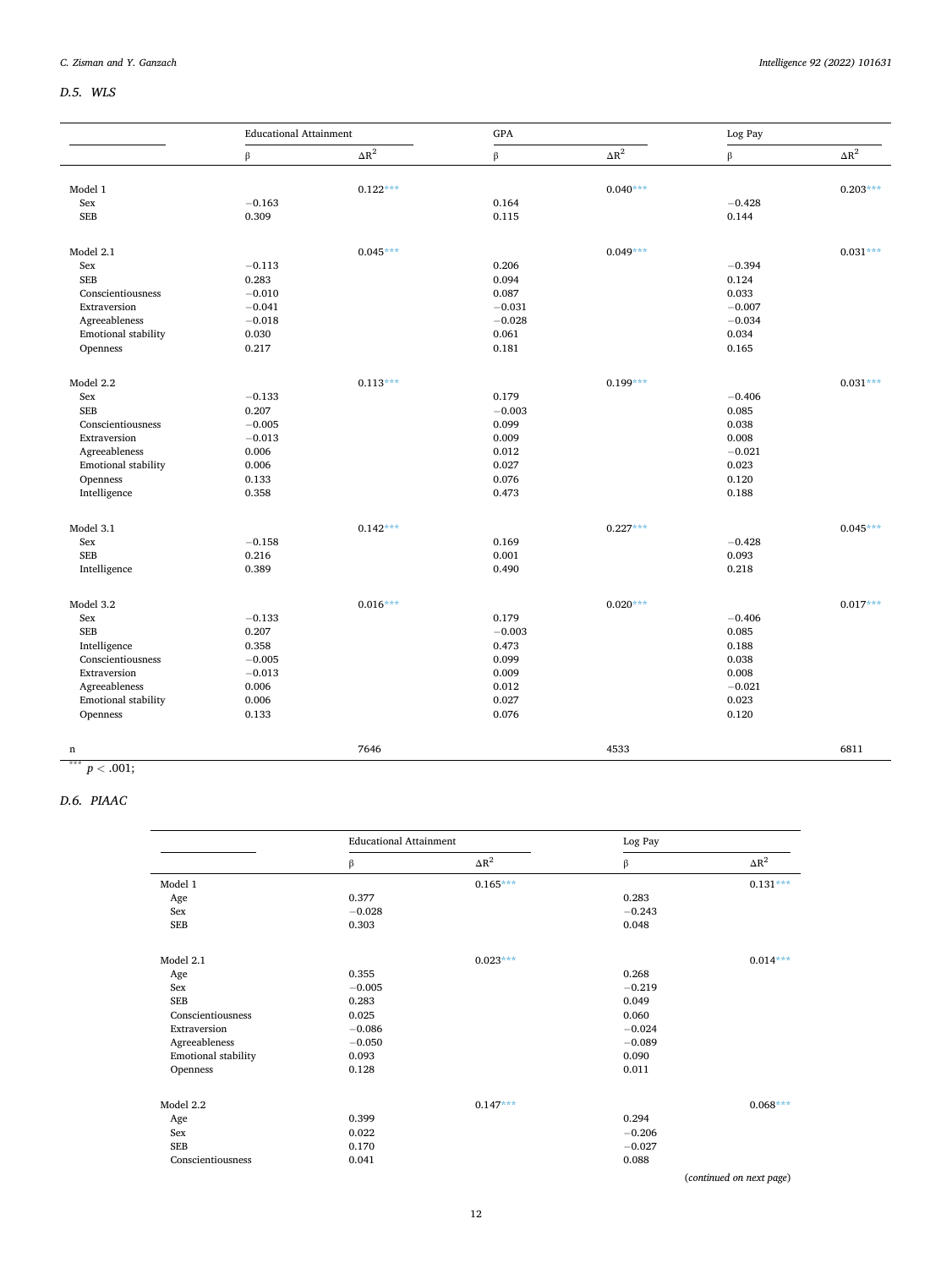### D.5. WLS

| | Educational Attainment | | GPA | | Log Pay | |
|---|---|---|---|---|---|---|
| | β | $\Delta R^2$ | β | $\Delta R^2$ | β | $\Delta R^2$ |
| Model 1 | | 0.122*** | | 0.040*** | | 0.203*** |
| Sex | −0.163 | | 0.164 | | −0.428 | |
| SEB | 0.309 | | 0.115 | | 0.144 | |
| Model 2.1 | | 0.045*** | | 0.049*** | | 0.031*** |
| Sex | −0.113 | | 0.206 | | −0.394 | |
| SEB | 0.283 | | 0.094 | | 0.124 | |
| Conscientiousness | −0.010 | | 0.087 | | 0.033 | |
| Extraversion | −0.041 | | −0.031 | | −0.007 | |
| Agreeableness | −0.018 | | −0.028 | | −0.034 | |
| Emotional stability | 0.030 | | 0.061 | | 0.034 | |
| Openness | 0.217 | | 0.181 | | 0.165 | |
| Model 2.2 | | 0.113*** | | 0.199*** | | 0.031*** |
| Sex | −0.133 | | 0.179 | | −0.406 | |
| SEB | 0.207 | | −0.003 | | 0.085 | |
| Conscientiousness | −0.005 | | 0.099 | | 0.038 | |
| Extraversion | −0.013 | | 0.009 | | 0.008 | |
| Agreeableness | 0.006 | | 0.012 | | −0.021 | |
| Emotional stability | 0.006 | | 0.027 | | 0.023 | |
| Openness | 0.133 | | 0.076 | | 0.120 | |
| Intelligence | 0.358 | | 0.473 | | 0.188 | |
| Model 3.1 | | 0.142*** | | 0.227*** | | 0.045*** |
| Sex | −0.158 | | 0.169 | | −0.428 | |
| SEB | 0.216 | | 0.001 | | 0.093 | |
| Intelligence | 0.389 | | 0.490 | | 0.218 | |
| Model 3.2 | | 0.016*** | | 0.020*** | | 0.017*** |
| Sex | −0.133 | | 0.179 | | −0.406 | |
| SEB | 0.207 | | −0.003 | | 0.085 | |
| Intelligence | 0.358 | | 0.473 | | 0.188 | |
| Conscientiousness | −0.005 | | 0.099 | | 0.038 | |
| Extraversion | −0.013 | | 0.009 | | 0.008 | |
| Agreeableness | 0.006 | | 0.012 | | −0.021 | |
| Emotional stability | 0.006 | | 0.027 | | 0.023 | |
| Openness | 0.133 | | 0.076 | | 0.120 | |
| n | | 7646 | | 4533 | | 6811 |

*** $p < .001$;

### D.6. PIAAC

| | Educational Attainment | | Log Pay | |
|---|---|---|---|---|
| | β | $\Delta R^2$ | β | $\Delta R^2$ |
| Model 1 | | 0.165*** | | 0.131*** |
| Age | 0.377 | | 0.283 | |
| Sex | −0.028 | | −0.243 | |
| SEB | 0.303 | | 0.048 | |
| Model 2.1 | | 0.023*** | | 0.014*** |
| Age | 0.355 | | 0.268 | |
| Sex | −0.005 | | −0.219 | |
| SEB | 0.283 | | 0.049 | |
| Conscientiousness | 0.025 | | 0.060 | |
| Extraversion | −0.086 | | −0.024 | |
| Agreeableness | −0.050 | | −0.089 | |
| Emotional stability | 0.093 | | 0.090 | |
| Openness | 0.128 | | 0.011 | |
| Model 2.2 | | 0.147*** | | 0.068*** |
| Age | 0.399 | | 0.294 | |
| Sex | 0.022 | | −0.206 | |
| SEB | 0.170 | | −0.027 | |
| Conscientiousness | 0.041 | | 0.088 | |

(*continued on next page*)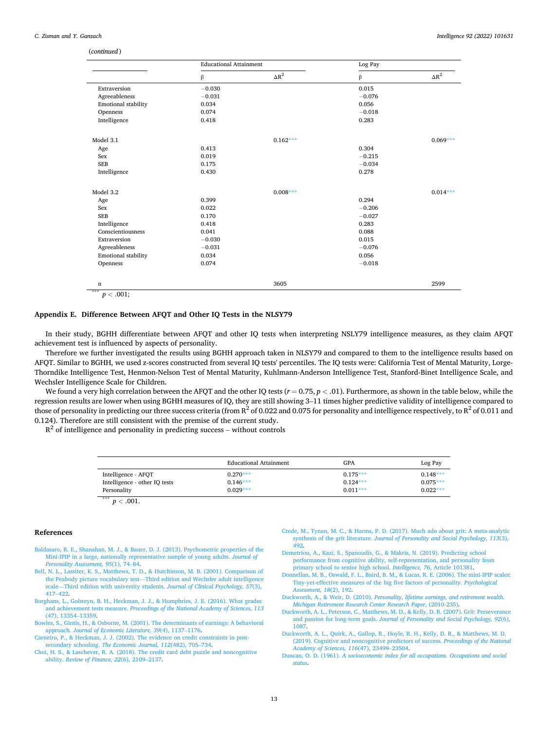(*continued*)

| | Educational Attainment | | Log Pay | |
|---|---|---|---|---|
| | β | $\Delta R^2$ | β | $\Delta R^2$ |
| Extraversion | −0.030 | | 0.015 | |
| Agreeableness | −0.031 | | −0.076 | |
| Emotional stability | 0.034 | | 0.056 | |
| Openness | 0.074 | | −0.018 | |
| Intelligence | 0.418 | | 0.283 | |
| Model 3.1 | | 0.162*** | | 0.069*** |
| Age | 0.413 | | 0.304 | |
| Sex | 0.019 | | −0.215 | |
| SEB | 0.175 | | −0.034 | |
| Intelligence | 0.430 | | 0.278 | |
| Model 3.2 | | 0.008*** | | 0.014*** |
| Age | 0.399 | | 0.294 | |
| Sex | 0.022 | | −0.206 | |
| SEB | 0.170 | | −0.027 | |
| Intelligence | 0.418 | | 0.283 | |
| Conscientiousness | 0.041 | | 0.088 | |
| Extraversion | −0.030 | | 0.015 | |
| Agreeableness | −0.031 | | −0.076 | |
| Emotional stability | 0.034 | | 0.056 | |
| Openness | 0.074 | | −0.018 | |
| n | | 3605 | | 2599 |

*** $p < .001$;

## Appendix E. Difference Between AFQT and Other IQ Tests in the NLSY79

In their study, BGHH differentiate between AFQT and other IQ tests when interpreting NSLY79 intelligence measures, as they claim AFQT achievement test is influenced by aspects of personality.

Therefore we further investigated the results using BGHH approach taken in NLSY79 and compared to them to the intelligence results based on AFQT. Similar to BGHH, we used z-scores constructed from several IQ tests' percentiles. The IQ tests were: California Test of Mental Maturity, Lorge-Thorndike Intelligence Test, Henmon-Nelson Test of Mental Maturity, Kuhlmann-Anderson Intelligence Test, Stanford-Binet Intelligence Scale, and Wechsler Intelligence Scale for Children.

We found a very high correlation between the AFQT and the other IQ tests ($r = 0.75$, $p < .01$). Furthermore, as shown in the table below, while the regression results are lower when using BGHH measures of IQ, they are still showing 3–11 times higher predictive validity of intelligence compared to those of personality in predicting our three success criteria (from $R^2$ of 0.022 and 0.075 for personality and intelligence respectively, to $R^2$ of 0.011 and 0.124). Therefore are still consistent with the premise of the current study.

$R^2$ of intelligence and personality in predicting success – without controls

| | Educational Attainment | GPA | Log Pay |
|---|---|---|---|
| Intelligence - AFQT | 0.270*** | 0.175*** | 0.148*** |
| Intelligence - other IQ tests | 0.146*** | 0.124*** | 0.075*** |
| Personality | 0.029*** | 0.011*** | 0.022*** |

*** $p < .001$.

## References

Baldasaro, R. E., Shanahan, M. J., & Bauer, D. J. (2013). Psychometric properties of the Mini-IPIP in a large, nationally representative sample of young adults. *Journal of Personality Assessment, 95*(1), 74–84.

Bell, N. L., Lassiter, K. S., Matthews, T. D., & Hutchinson, M. B. (2001). Comparison of the Peabody picture vocabulary test—Third edition and Wechsler adult intelligence scale—Third edition with university students. *Journal of Clinical Psychology, 57*(3), 417–422.

Borghans, L., Golsteyn, B. H., Heckman, J. J., & Humphries, J. E. (2016). What grades and achievement tests measure. *Proceedings of the National Academy of Sciences, 113*(47), 13354–13359.

Bowles, S., Gintis, H., & Osborne, M. (2001). The determinants of earnings: A behavioral approach. *Journal of Economic Literature, 39*(4), 1137–1176.

Carneiro, P., & Heckman, J. J. (2002). The evidence on credit constraints in post-secondary schooling. *The Economic Journal, 112*(482), 705–734.

Choi, H. S., & Laschever, R. A. (2018). The credit card debt puzzle and noncognitive ability. *Review of Finance, 22*(6), 2109–2137.

Crede, M., Tynan, M. C., & Harms, P. D. (2017). Much ado about grit: A meta-analytic synthesis of the grit literature. *Journal of Personality and Social Psychology, 113*(3), 492.

Demetriou, A., Kazi, S., Spanoudis, G., & Makris, N. (2019). Predicting school performance from cognitive ability, self-representation, and personality from primary school to senior high school. *Intelligence, 76*, Article 101381.

Donnellan, M. B., Oswald, F. L., Baird, B. M., & Lucas, R. E. (2006). The mini-IPIP scales: Tiny-yet-effective measures of the big five factors of personality. *Psychological Assessment, 18*(2), 192.

Duckworth, A., & Weir, D. (2010). *Personality, lifetime earnings, and retirement wealth. Michigan Retirement Research Center Research Paper*, (2010-235).

Duckworth, A. L., Peterson, C., Matthews, M. D., & Kelly, D. R. (2007). Grit: Perseverance and passion for long-term goals. *Journal of Personality and Social Psychology, 92*(6), 1087.

Duckworth, A. L., Quirk, A., Gallop, R., Hoyle, R. H., Kelly, D. R., & Matthews, M. D. (2019). Cognitive and noncognitive predictors of success. *Proceedings of the National Academy of Sciences, 116*(47), 23499–23504.

Duncan, O. D. (1961). *A socioeconomic index for all occupations. Occupations and social status*.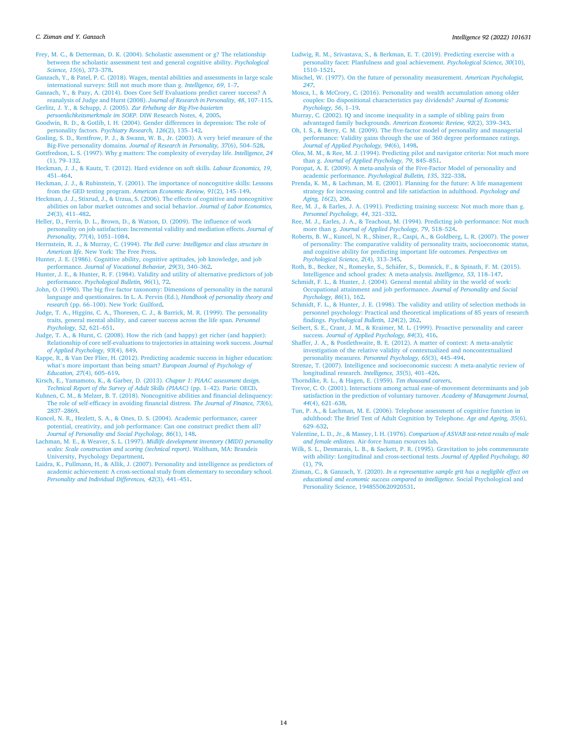Frey, M. C., & Detterman, D. K. (2004). Scholastic assessment or g? The relationship between the scholastic assessment test and general cognitive ability. *Psychological Science, 15*(6), 373–378.

Ganzach, Y., & Patel, P. C. (2018). Wages, mental abilities and assessments in large scale international surveys: Still not much more than g. *Intelligence, 69*, 1–7.

Ganzach, Y., & Pazy, A. (2014). Does Core Self Evaluations predict career success? A reanalysis of Judge and Hurst (2008). *Journal of Research in Personality, 48*, 107–115.

Gerlitz, J. Y., & Schupp, J. (2005). *Zur Erhebung der Big-Five-basierten persoenlichkeitsmerkmale im SOEP*. DIW Research Notes, 4, 2005.

Goodwin, R. D., & Gotlib, I. H. (2004). Gender differences in depression: The role of personality factors. *Psychiatry Research, 126*(2), 135–142.

Gosling, S. D., Rentfrow, P. J., & Swann, W. B., Jr. (2003). A very brief measure of the Big-Five personality domains. *Journal of Research in Personality, 37*(6), 504–528.

Gottfredson, L. S. (1997). Why *g* matters: The complexity of everyday life. *Intelligence, 24* (1), 79–132.

Heckman, J. J., & Kautz, T. (2012). Hard evidence on soft skills. *Labour Economics, 19*, 451–464.

Heckman, J. J., & Rubinstein, Y. (2001). The importance of noncognitive skills: Lessons from the GED testing program. *American Economic Review, 91*(2), 145–149.

Heckman, J. J., Stixrud, J., & Urzua, S. (2006). The effects of cognitive and noncognitive abilities on labor market outcomes and social behavior. *Journal of Labor Economics, 24*(3), 411–482.

Heller, D., Ferris, D. L., Brown, D., & Watson, D. (2009). The influence of work personality on job satisfaction: Incremental validity and mediation effects. *Journal of Personality, 77*(4), 1051–1084.

Herrnstein, R. J., & Murray, C. (1994). *The Bell curve: Intelligence and class structure in American life*. New York: The Free Press.

Hunter, J. E. (1986). Cognitive ability, cognitive aptitudes, job knowledge, and job performance. *Journal of Vocational Behavior, 29*(3), 340–362.

Hunter, J. E., & Hunter, R. F. (1984). Validity and utility of alternative predictors of job performance. *Psychological Bulletin, 96*(1), 72.

John, O. (1990). The big five factor taxonomy: Dimensions of personality in the natural language and questionnaires. In L. A. Pervin (Ed.), *Handbook of personality theory and research* (pp. 66–100). New York: Guilford.

Judge, T. A., Higgins, C. A., Thoresen, C. J., & Barrick, M. R. (1999). The personality traits, general mental ability, and career success across the life span. *Personnel Psychology, 52*, 621–651.

Judge, T. A., & Hurst, C. (2008). How the rich (and happy) get richer (and happier): Relationship of core self-evaluations to trajectories in attaining work success. *Journal of Applied Psychology, 93*(4), 849.

Kappe, R., & Van Der Flier, H. (2012). Predicting academic success in higher education: what`s more important than being smart? *European Journal of Psychology of Education, 27*(4), 605–619.

Kirsch, E., Yamamoto, K., & Garber, D. (2013). *Chapter 1: PIAAC assessment design. Technical Report of the Survey of Adult Skills (PIAAC)* (pp. 1–42). Paris: OECD.

Kuhnen, C. M., & Melzer, B. T. (2018). Noncognitive abilities and financial delinquency: The role of self-efficacy in avoiding financial distress. *The Journal of Finance, 73*(6), 2837–2869.

Kuncel, N. R., Hezlett, S. A., & Ones, D. S. (2004). Academic performance, career potential, creativity, and job performance: Can one construct predict them all? *Journal of Personality and Social Psychology, 86*(1), 148.

Lachman, M. E., & Weaver, S. L. (1997). *Midlife development inventory (MIDI) personality scales: Scale construction and scoring (technical report)*. Waltham, MA: Brandeis University, Psychology Department.

Laidra, K., Pullmann, H., & Allik, J. (2007). Personality and intelligence as predictors of academic achievement: A cross-sectional study from elementary to secondary school. *Personality and Individual Differences, 42*(3), 441–451.

Ludwig, R. M., Srivastava, S., & Berkman, E. T. (2019). Predicting exercise with a personality facet: Planfulness and goal achievement. *Psychological Science, 30*(10), 1510–1521.

Mischel, W. (1977). On the future of personality measurement. *American Psychologist, 247*.

Mosca, I., & McCrory, C. (2016). Personality and wealth accumulation among older couples: Do dispositional characteristics pay dividends? *Journal of Economic Psychology, 56*, 1–19.

Murray, C. (2002). IQ and income inequality in a sample of sibling pairs from advantaged family backgrounds. *American Economic Review, 92*(2), 339–343.

Oh, I. S., & Berry, C. M. (2009). The five-factor model of personality and managerial performance: Validity gains through the use of 360 degree performance ratings. *Journal of Applied Psychology, 94*(6), 1498.

Olea, M. M., & Ree, M. J. (1994). Predicting pilot and navigator criteria: Not much more than g. *Journal of Applied Psychology, 79*, 845–851.

Poropat, A. E. (2009). A meta-analysis of the Five-Factor Model of personality and academic performance. *Psychological Bulletin, 135*, 322–338.

Prenda, K. M., & Lachman, M. E. (2001). Planning for the future: A life management strategy for increasing control and life satisfaction in adulthood. *Psychology and Aging, 16*(2), 206.

Ree, M. J., & Earles, J. A. (1991). Predicting training success: Not much more than g. *Personnel Psychology, 44*, 321–332.

Ree, M. J., Earles, J. A., & Teachout, M. (1994). Predicting job performance: Not much more than g. *Journal of Applied Psychology, 79*, 518–524.

Roberts, B. W., Kuncel, N. R., Shiner, R., Caspi, A., & Goldberg, L. R. (2007). The power of personality: The comparative validity of personality traits, socioeconomic status, and cognitive ability for predicting important life outcomes. *Perspectives on Psychological Science, 2*(4), 313–345.

Roth, B., Becker, N., Romeyke, S., Schäfer, S., Domnick, F., & Spinath, F. M. (2015). Intelligence and school grades: A meta-analysis. *Intelligence, 53*, 118–147.

Schmidt, F. L., & Hunter, J. (2004). General mental ability in the world of work: Occupational attainment and job performance. *Journal of Personality and Social Psychology, 86*(1), 162.

Schmidt, F. L., & Hunter, J. E. (1998). The validity and utility of selection methods in personnel psychology: Practical and theoretical implications of 85 years of research findings. *Psychological Bulletin, 124*(2), 262.

Seibert, S. E., Crant, J. M., & Kraimer, M. L. (1999). Proactive personality and career success. *Journal of Applied Psychology, 84*(3), 416.

Shaffer, J. A., & Postlethwaite, B. E. (2012). A matter of context: A meta-analytic investigation of the relative validity of contextualized and noncontextualized personality measures. *Personnel Psychology, 65*(3), 445–494.

Strenze, T. (2007). Intelligence and socioeconomic success: A meta-analytic review of longitudinal research. *Intelligence, 35*(5), 401–426.

Thorndike, R. L., & Hagen, E. (1959). *Ten thousand careers*.

Trevor, C. O. (2001). Interactions among actual ease-of-movement determinants and job satisfaction in the prediction of voluntary turnover. *Academy of Management Journal, 44*(4), 621–638.

Tun, P. A., & Lachman, M. E. (2006). Telephone assessment of cognitive function in adulthood: The Brief Test of Adult Cognition by Telephone. *Age and Ageing, 35*(6), 629–632.

Valentine, L. D., Jr., & Massey, I. H. (1976). *Comparison of ASVAB test-retest results of male and female enlistees*. Air-force human rsources lab.

Wilk, S. L., Desmarais, L. B., & Sackett, P. R. (1995). Gravitation to jobs commensurate with ability: Longitudinal and cross-sectional tests. *Journal of Applied Psychology, 80* (1), 79.

Zisman, C., & Ganzach, Y. (2020). *In a representative sample grit has a negligible effect on educational and economic success compared to intelligence*. Social Psychological and Personality Science, 1948550620920531.